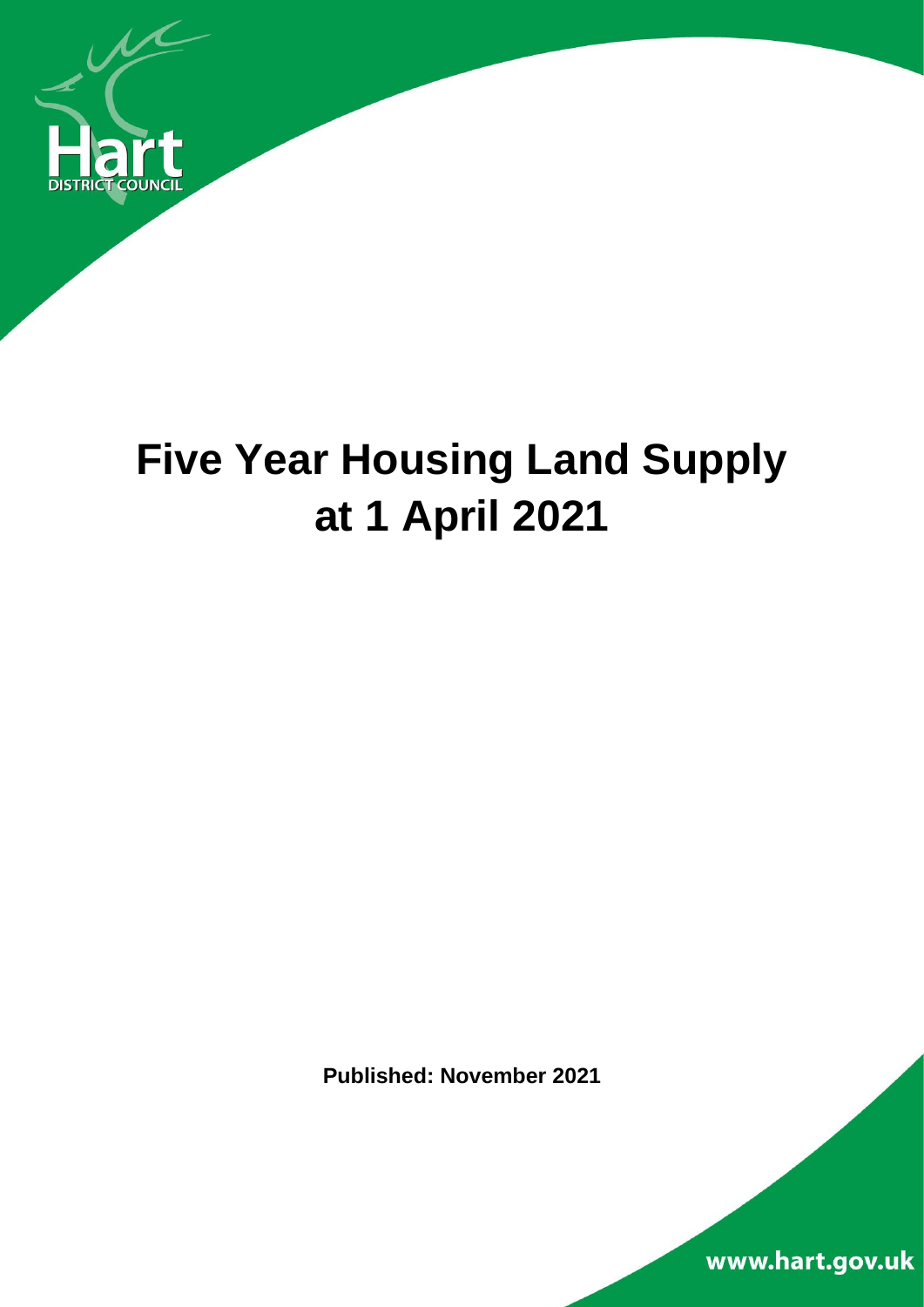Hart
DISTRICT COUNCIL

# Five Year Housing Land Supply at 1 April 2021

**Published: November 2021**

www.hart.gov.uk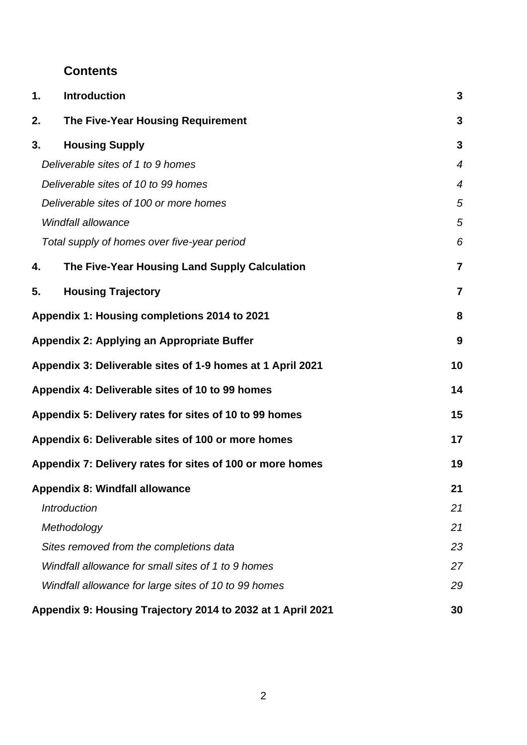## Contents

| | | |
|---|---|---|
| **1.** | **Introduction** | **3** |
| **2.** | **The Five-Year Housing Requirement** | **3** |
| **3.** | **Housing Supply** | **3** |
| | *Deliverable sites of 1 to 9 homes* | *4* |
| | *Deliverable sites of 10 to 99 homes* | *4* |
| | *Deliverable sites of 100 or more homes* | *5* |
| | *Windfall allowance* | *5* |
| | *Total supply of homes over five-year period* | *6* |
| **4.** | **The Five-Year Housing Land Supply Calculation** | **7** |
| **5.** | **Housing Trajectory** | **7** |
| **Appendix 1: Housing completions 2014 to 2021** | | **8** |
| **Appendix 2: Applying an Appropriate Buffer** | | **9** |
| **Appendix 3: Deliverable sites of 1-9 homes at 1 April 2021** | | **10** |
| **Appendix 4: Deliverable sites of 10 to 99 homes** | | **14** |
| **Appendix 5: Delivery rates for sites of 10 to 99 homes** | | **15** |
| **Appendix 6: Deliverable sites of 100 or more homes** | | **17** |
| **Appendix 7: Delivery rates for sites of 100 or more homes** | | **19** |
| **Appendix 8: Windfall allowance** | | **21** |
| | *Introduction* | *21* |
| | *Methodology* | *21* |
| | *Sites removed from the completions data* | *23* |
| | *Windfall allowance for small sites of 1 to 9 homes* | *27* |
| | *Windfall allowance for large sites of 10 to 99 homes* | *29* |
| **Appendix 9: Housing Trajectory 2014 to 2032 at 1 April 2021** | | **30** |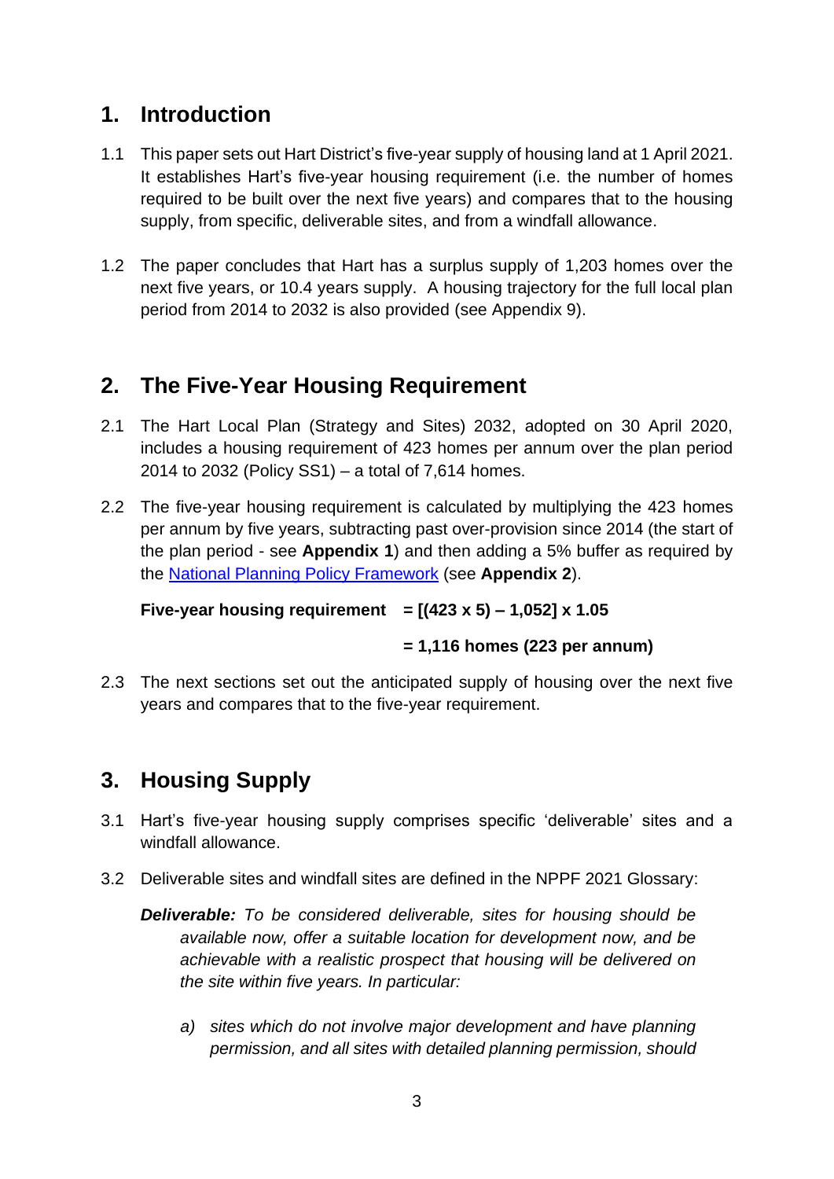## 1. Introduction

1.1 This paper sets out Hart District's five-year supply of housing land at 1 April 2021. It establishes Hart's five-year housing requirement (i.e. the number of homes required to be built over the next five years) and compares that to the housing supply, from specific, deliverable sites, and from a windfall allowance.

1.2 The paper concludes that Hart has a surplus supply of 1,203 homes over the next five years, or 10.4 years supply. A housing trajectory for the full local plan period from 2014 to 2032 is also provided (see Appendix 9).

## 2. The Five-Year Housing Requirement

2.1 The Hart Local Plan (Strategy and Sites) 2032, adopted on 30 April 2020, includes a housing requirement of 423 homes per annum over the plan period 2014 to 2032 (Policy SS1) – a total of 7,614 homes.

2.2 The five-year housing requirement is calculated by multiplying the 423 homes per annum by five years, subtracting past over-provision since 2014 (the start of the plan period - see **Appendix 1**) and then adding a 5% buffer as required by the [National Planning Policy Framework](#) (see **Appendix 2**).

**Five-year housing requirement = [(423 x 5) – 1,052] x 1.05**

**= 1,116 homes (223 per annum)**

2.3 The next sections set out the anticipated supply of housing over the next five years and compares that to the five-year requirement.

## 3. Housing Supply

3.1 Hart's five-year housing supply comprises specific 'deliverable' sites and a windfall allowance.

3.2 Deliverable sites and windfall sites are defined in the NPPF 2021 Glossary:

> ***Deliverable:*** *To be considered deliverable, sites for housing should be available now, offer a suitable location for development now, and be achievable with a realistic prospect that housing will be delivered on the site within five years. In particular:*
>
> *a) sites which do not involve major development and have planning permission, and all sites with detailed planning permission, should*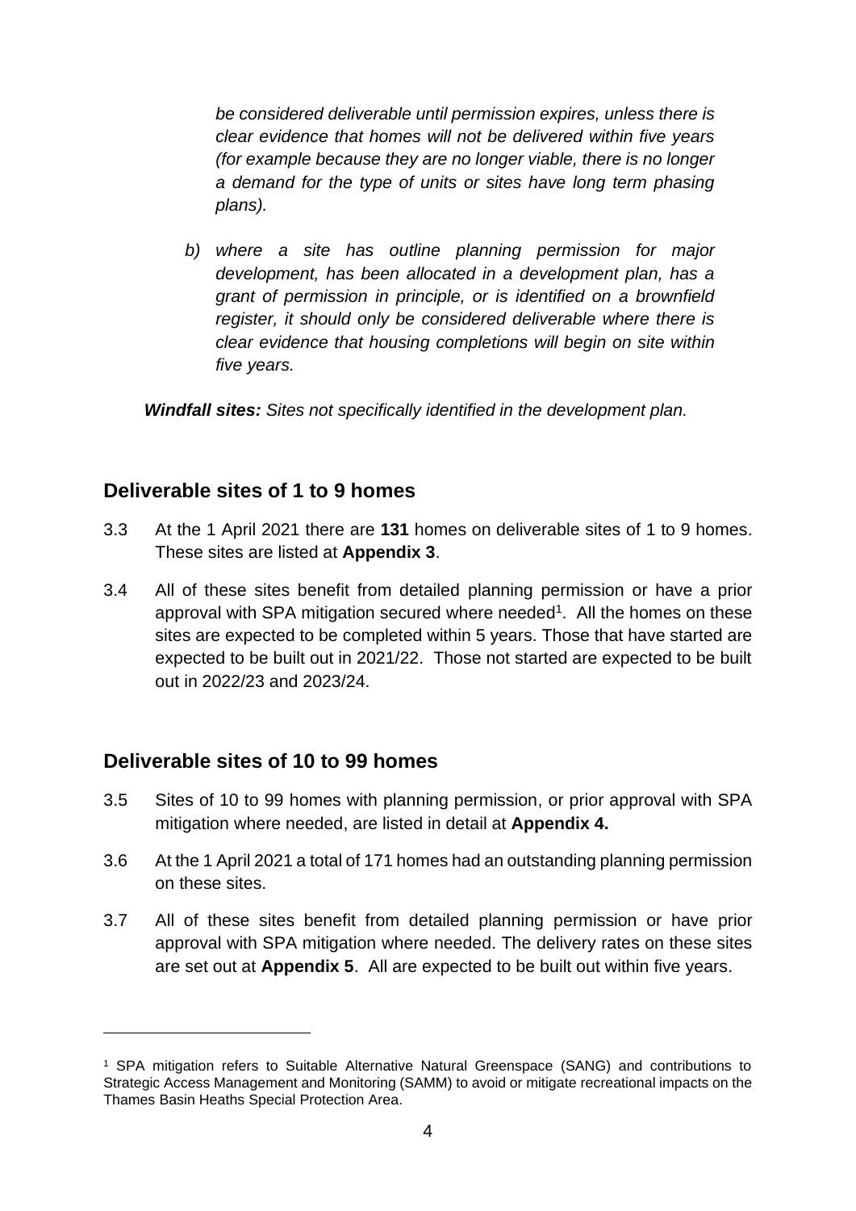*be considered deliverable until permission expires, unless there is clear evidence that homes will not be delivered within five years (for example because they are no longer viable, there is no longer a demand for the type of units or sites have long term phasing plans).*

*b) where a site has outline planning permission for major development, has been allocated in a development plan, has a grant of permission in principle, or is identified on a brownfield register, it should only be considered deliverable where there is clear evidence that housing completions will begin on site within five years.*

***Windfall sites:*** *Sites not specifically identified in the development plan.*

## Deliverable sites of 1 to 9 homes

3.3 At the 1 April 2021 there are **131** homes on deliverable sites of 1 to 9 homes. These sites are listed at **Appendix 3**.

3.4 All of these sites benefit from detailed planning permission or have a prior approval with SPA mitigation secured where needed[1]. All the homes on these sites are expected to be completed within 5 years. Those that have started are expected to be built out in 2021/22. Those not started are expected to be built out in 2022/23 and 2023/24.

## Deliverable sites of 10 to 99 homes

3.5 Sites of 10 to 99 homes with planning permission, or prior approval with SPA mitigation where needed, are listed in detail at **Appendix 4.**

3.6 At the 1 April 2021 a total of 171 homes had an outstanding planning permission on these sites.

3.7 All of these sites benefit from detailed planning permission or have prior approval with SPA mitigation where needed. The delivery rates on these sites are set out at **Appendix 5**. All are expected to be built out within five years.

---

[1] SPA mitigation refers to Suitable Alternative Natural Greenspace (SANG) and contributions to Strategic Access Management and Monitoring (SAMM) to avoid or mitigate recreational impacts on the Thames Basin Heaths Special Protection Area.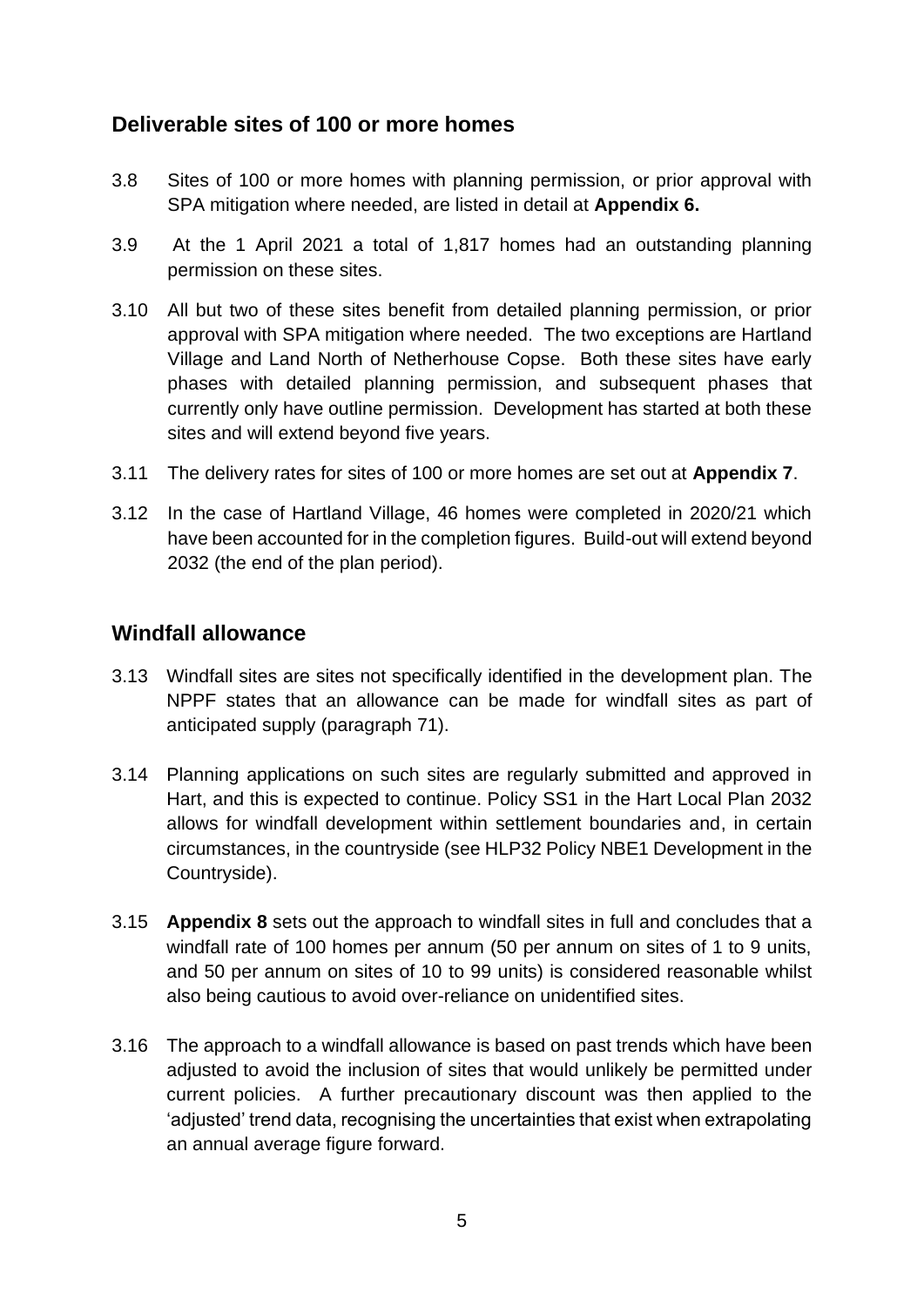## Deliverable sites of 100 or more homes

3.8 Sites of 100 or more homes with planning permission, or prior approval with SPA mitigation where needed, are listed in detail at **Appendix 6.**

3.9 At the 1 April 2021 a total of 1,817 homes had an outstanding planning permission on these sites.

3.10 All but two of these sites benefit from detailed planning permission, or prior approval with SPA mitigation where needed. The two exceptions are Hartland Village and Land North of Netherhouse Copse. Both these sites have early phases with detailed planning permission, and subsequent phases that currently only have outline permission. Development has started at both these sites and will extend beyond five years.

3.11 The delivery rates for sites of 100 or more homes are set out at **Appendix 7**.

3.12 In the case of Hartland Village, 46 homes were completed in 2020/21 which have been accounted for in the completion figures. Build-out will extend beyond 2032 (the end of the plan period).

## Windfall allowance

3.13 Windfall sites are sites not specifically identified in the development plan. The NPPF states that an allowance can be made for windfall sites as part of anticipated supply (paragraph 71).

3.14 Planning applications on such sites are regularly submitted and approved in Hart, and this is expected to continue. Policy SS1 in the Hart Local Plan 2032 allows for windfall development within settlement boundaries and, in certain circumstances, in the countryside (see HLP32 Policy NBE1 Development in the Countryside).

3.15 **Appendix 8** sets out the approach to windfall sites in full and concludes that a windfall rate of 100 homes per annum (50 per annum on sites of 1 to 9 units, and 50 per annum on sites of 10 to 99 units) is considered reasonable whilst also being cautious to avoid over-reliance on unidentified sites.

3.16 The approach to a windfall allowance is based on past trends which have been adjusted to avoid the inclusion of sites that would unlikely be permitted under current policies. A further precautionary discount was then applied to the 'adjusted' trend data, recognising the uncertainties that exist when extrapolating an annual average figure forward.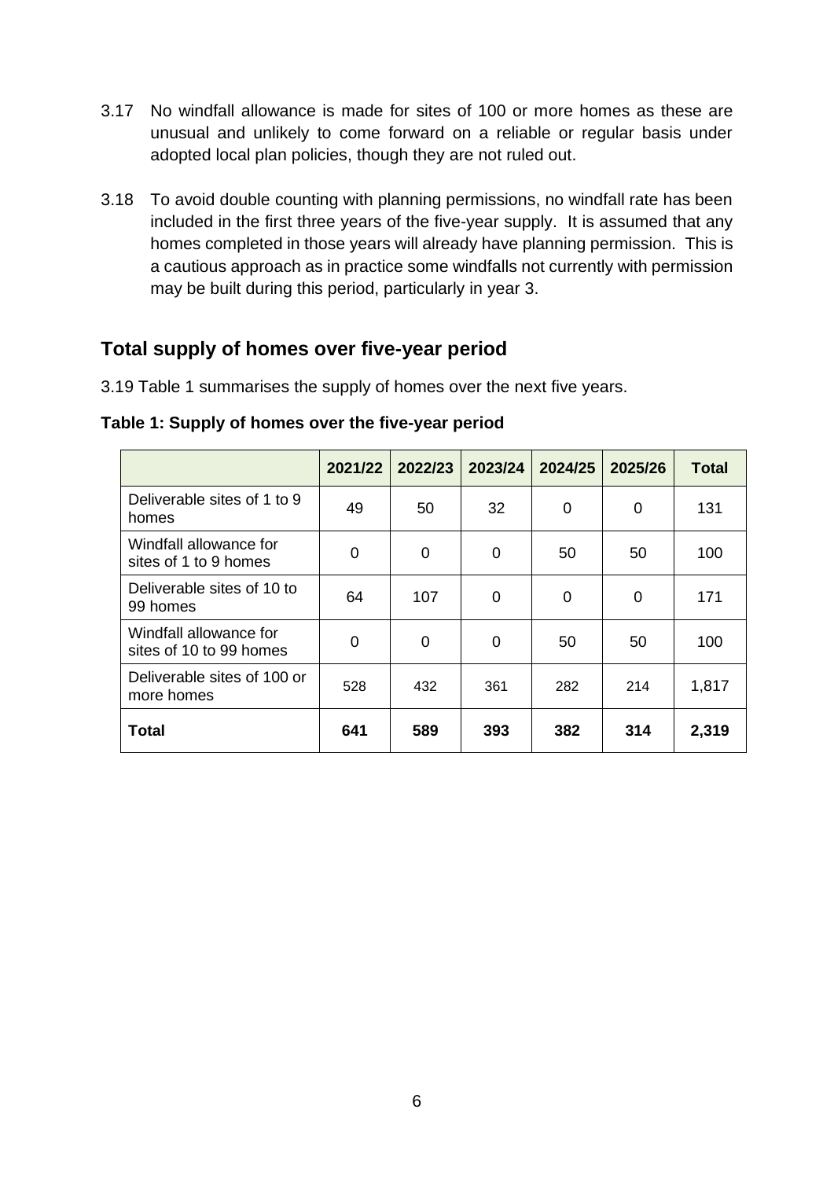3.17 No windfall allowance is made for sites of 100 or more homes as these are unusual and unlikely to come forward on a reliable or regular basis under adopted local plan policies, though they are not ruled out.

3.18 To avoid double counting with planning permissions, no windfall rate has been included in the first three years of the five-year supply. It is assumed that any homes completed in those years will already have planning permission. This is a cautious approach as in practice some windfalls not currently with permission may be built during this period, particularly in year 3.

## Total supply of homes over five-year period

3.19 Table 1 summarises the supply of homes over the next five years.

**Table 1: Supply of homes over the five-year period**

| | 2021/22 | 2022/23 | 2023/24 | 2024/25 | 2025/26 | Total |
|---|---|---|---|---|---|---|
| Deliverable sites of 1 to 9 homes | 49 | 50 | 32 | 0 | 0 | 131 |
| Windfall allowance for sites of 1 to 9 homes | 0 | 0 | 0 | 50 | 50 | 100 |
| Deliverable sites of 10 to 99 homes | 64 | 107 | 0 | 0 | 0 | 171 |
| Windfall allowance for sites of 10 to 99 homes | 0 | 0 | 0 | 50 | 50 | 100 |
| Deliverable sites of 100 or more homes | 528 | 432 | 361 | 282 | 214 | 1,817 |
| **Total** | **641** | **589** | **393** | **382** | **314** | **2,319** |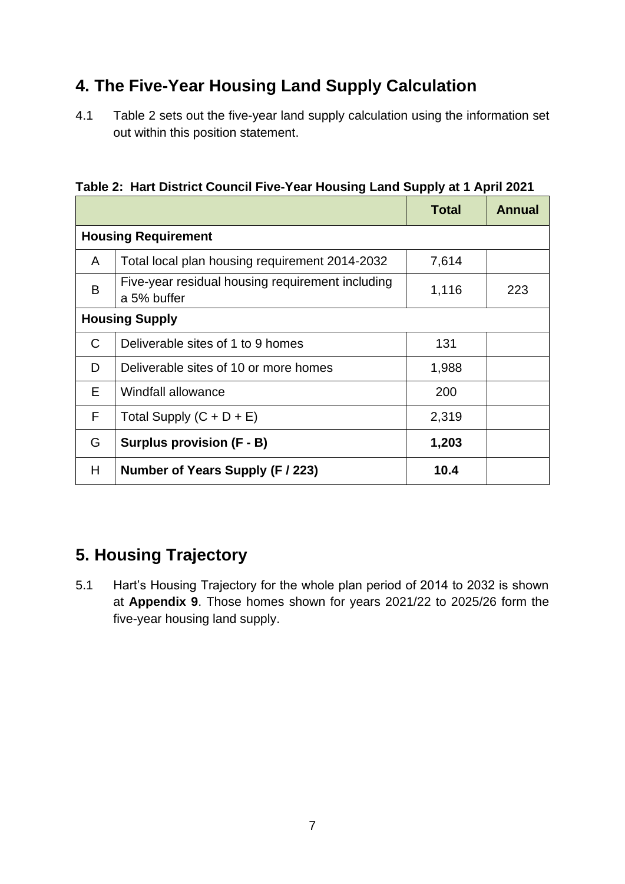## 4. The Five-Year Housing Land Supply Calculation

4.1 Table 2 sets out the five-year land supply calculation using the information set out within this position statement.

**Table 2: Hart District Council Five-Year Housing Land Supply at 1 April 2021**

| | | **Total** | **Annual** |
|---|---|---|---|
| **Housing Requirement** | | | |
| A | Total local plan housing requirement 2014-2032 | 7,614 | |
| B | Five-year residual housing requirement including a 5% buffer | 1,116 | 223 |
| **Housing Supply** | | | |
| C | Deliverable sites of 1 to 9 homes | 131 | |
| D | Deliverable sites of 10 or more homes | 1,988 | |
| E | Windfall allowance | 200 | |
| F | Total Supply (C + D + E) | 2,319 | |
| G | **Surplus provision (F - B)** | **1,203** | |
| H | **Number of Years Supply (F / 223)** | **10.4** | |

## 5. Housing Trajectory

5.1 Hart's Housing Trajectory for the whole plan period of 2014 to 2032 is shown at **Appendix 9**. Those homes shown for years 2021/22 to 2025/26 form the five-year housing land supply.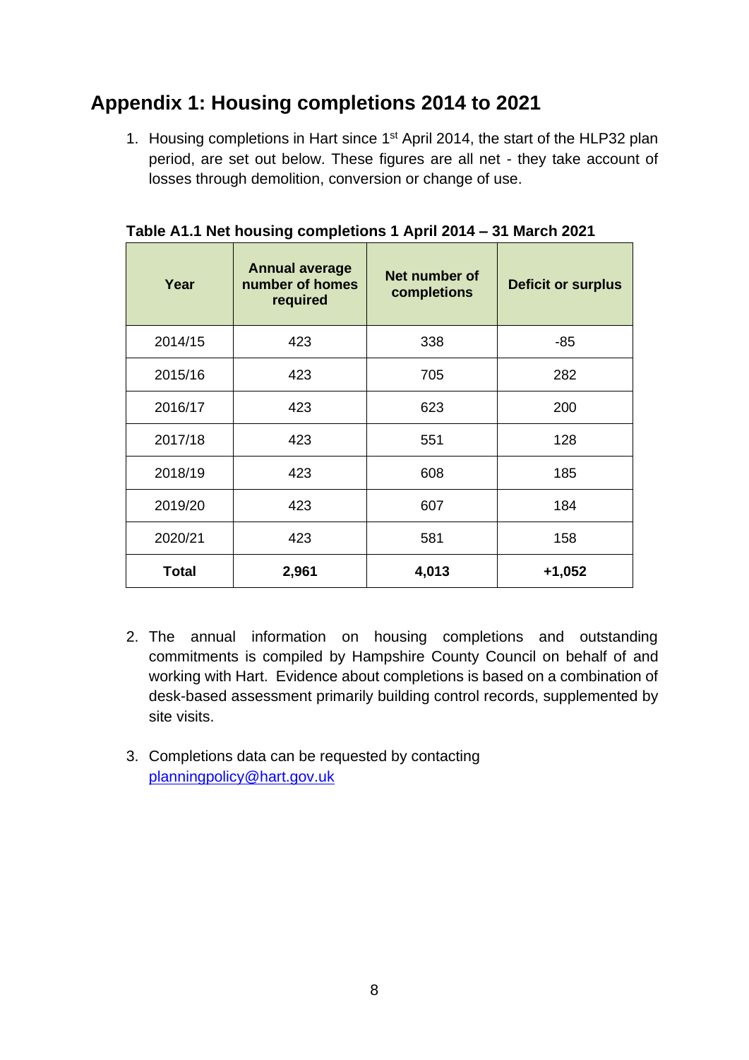## Appendix 1: Housing completions 2014 to 2021

1. Housing completions in Hart since 1st April 2014, the start of the HLP32 plan period, are set out below. These figures are all net - they take account of losses through demolition, conversion or change of use.

**Table A1.1 Net housing completions 1 April 2014 – 31 March 2021**

| Year | Annual average number of homes required | Net number of completions | Deficit or surplus |
|---|---|---|---|
| 2014/15 | 423 | 338 | -85 |
| 2015/16 | 423 | 705 | 282 |
| 2016/17 | 423 | 623 | 200 |
| 2017/18 | 423 | 551 | 128 |
| 2018/19 | 423 | 608 | 185 |
| 2019/20 | 423 | 607 | 184 |
| 2020/21 | 423 | 581 | 158 |
| **Total** | **2,961** | **4,013** | **+1,052** |

2. The annual information on housing completions and outstanding commitments is compiled by Hampshire County Council on behalf of and working with Hart. Evidence about completions is based on a combination of desk-based assessment primarily building control records, supplemented by site visits.

3. Completions data can be requested by contacting planningpolicy@hart.gov.uk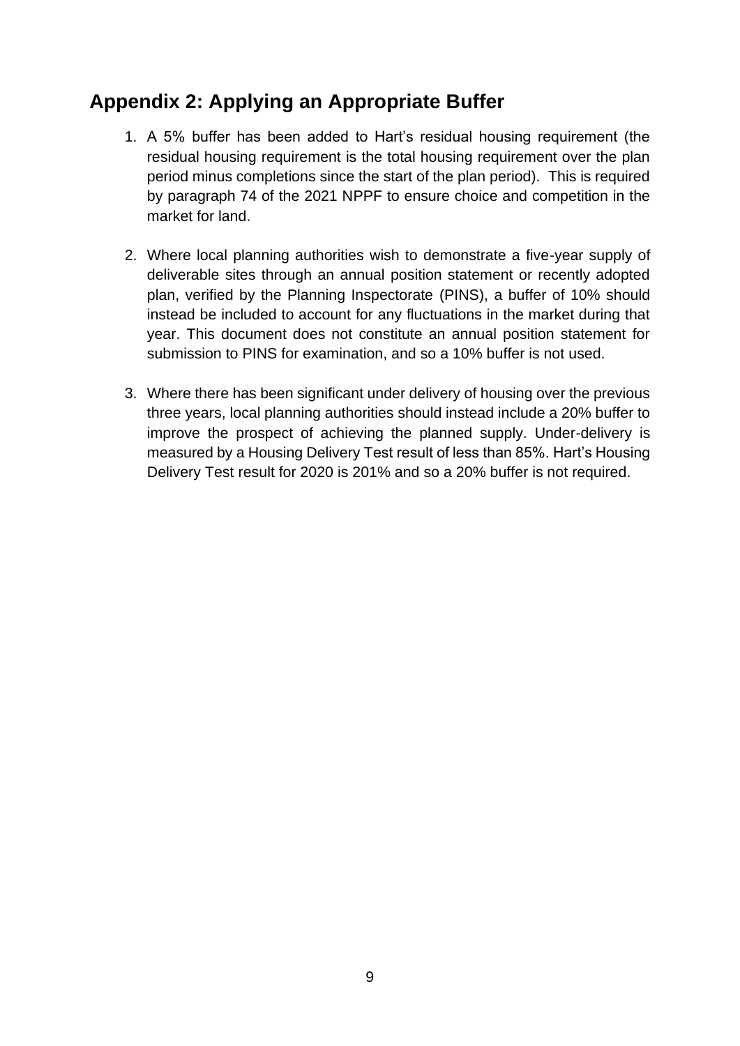## Appendix 2: Applying an Appropriate Buffer

1. A 5% buffer has been added to Hart's residual housing requirement (the residual housing requirement is the total housing requirement over the plan period minus completions since the start of the plan period). This is required by paragraph 74 of the 2021 NPPF to ensure choice and competition in the market for land.

2. Where local planning authorities wish to demonstrate a five-year supply of deliverable sites through an annual position statement or recently adopted plan, verified by the Planning Inspectorate (PINS), a buffer of 10% should instead be included to account for any fluctuations in the market during that year. This document does not constitute an annual position statement for submission to PINS for examination, and so a 10% buffer is not used.

3. Where there has been significant under delivery of housing over the previous three years, local planning authorities should instead include a 20% buffer to improve the prospect of achieving the planned supply. Under-delivery is measured by a Housing Delivery Test result of less than 85%. Hart's Housing Delivery Test result for 2020 is 201% and so a 20% buffer is not required.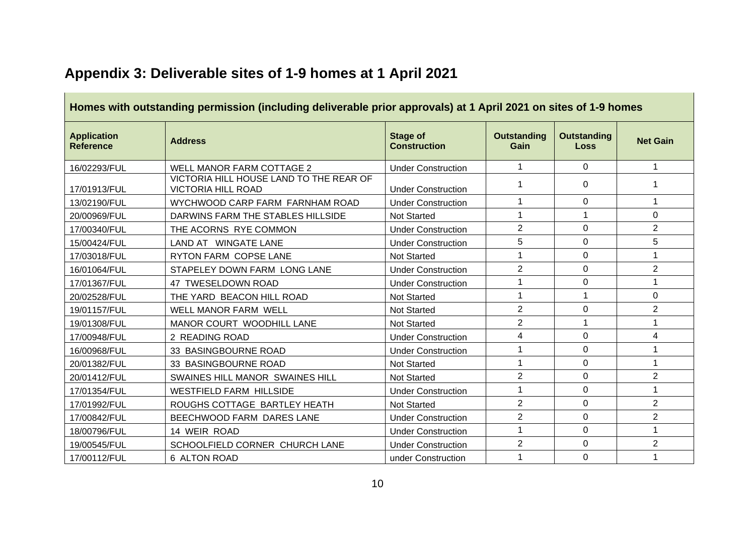## Appendix 3: Deliverable sites of 1-9 homes at 1 April 2021

| Homes with outstanding permission (including deliverable prior approvals) at 1 April 2021 on sites of 1-9 homes | | | | | |
|---|---|---|---|---|---|
| **Application Reference** | **Address** | **Stage of Construction** | **Outstanding Gain** | **Outstanding Loss** | **Net Gain** |
| 16/02293/FUL | WELL MANOR FARM COTTAGE 2 | Under Construction | 1 | 0 | 1 |
| 17/01913/FUL | VICTORIA HILL HOUSE LAND TO THE REAR OF VICTORIA HILL ROAD | Under Construction | 1 | 0 | 1 |
| 13/02190/FUL | WYCHWOOD CARP FARM FARNHAM ROAD | Under Construction | 1 | 0 | 1 |
| 20/00969/FUL | DARWINS FARM THE STABLES HILLSIDE | Not Started | 1 | 1 | 0 |
| 17/00340/FUL | THE ACORNS RYE COMMON | Under Construction | 2 | 0 | 2 |
| 15/00424/FUL | LAND AT WINGATE LANE | Under Construction | 5 | 0 | 5 |
| 17/03018/FUL | RYTON FARM COPSE LANE | Not Started | 1 | 0 | 1 |
| 16/01064/FUL | STAPELEY DOWN FARM LONG LANE | Under Construction | 2 | 0 | 2 |
| 17/01367/FUL | 47 TWESELDOWN ROAD | Under Construction | 1 | 0 | 1 |
| 20/02528/FUL | THE YARD BEACON HILL ROAD | Not Started | 1 | 1 | 0 |
| 19/01157/FUL | WELL MANOR FARM WELL | Not Started | 2 | 0 | 2 |
| 19/01308/FUL | MANOR COURT WOODHILL LANE | Not Started | 2 | 1 | 1 |
| 17/00948/FUL | 2 READING ROAD | Under Construction | 4 | 0 | 4 |
| 16/00968/FUL | 33 BASINGBOURNE ROAD | Under Construction | 1 | 0 | 1 |
| 20/01382/FUL | 33 BASINGBOURNE ROAD | Not Started | 1 | 0 | 1 |
| 20/01412/FUL | SWAINES HILL MANOR SWAINES HILL | Not Started | 2 | 0 | 2 |
| 17/01354/FUL | WESTFIELD FARM HILLSIDE | Under Construction | 1 | 0 | 1 |
| 17/01992/FUL | ROUGHS COTTAGE BARTLEY HEATH | Not Started | 2 | 0 | 2 |
| 17/00842/FUL | BEECHWOOD FARM DARES LANE | Under Construction | 2 | 0 | 2 |
| 18/00796/FUL | 14 WEIR ROAD | Under Construction | 1 | 0 | 1 |
| 19/00545/FUL | SCHOOLFIELD CORNER CHURCH LANE | Under Construction | 2 | 0 | 2 |
| 17/00112/FUL | 6 ALTON ROAD | under Construction | 1 | 0 | 1 |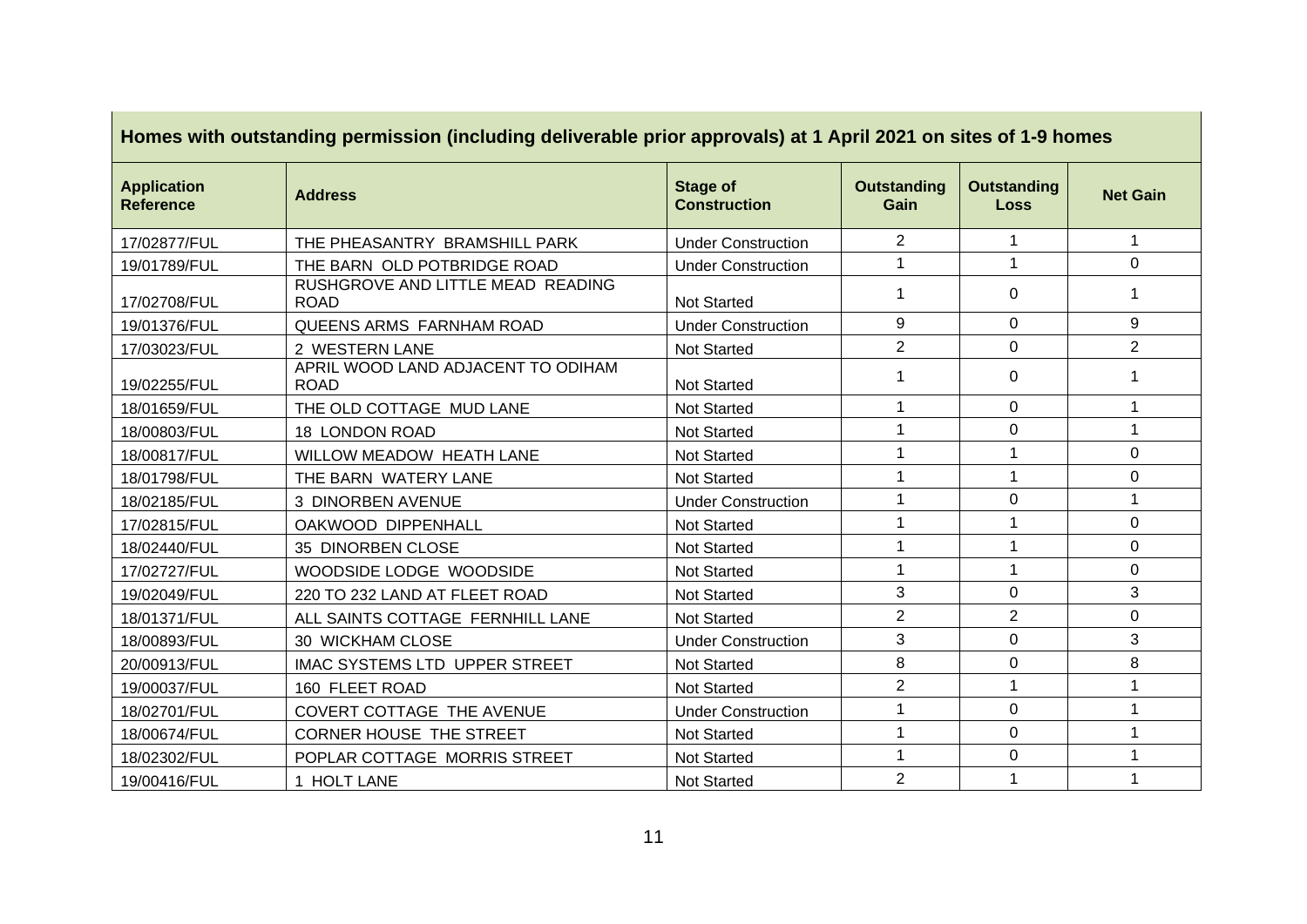**Homes with outstanding permission (including deliverable prior approvals) at 1 April 2021 on sites of 1-9 homes**

| Application Reference | Address | Stage of Construction | Outstanding Gain | Outstanding Loss | Net Gain |
|---|---|---|---|---|---|
| 17/02877/FUL | THE PHEASANTRY BRAMSHILL PARK | Under Construction | 2 | 1 | 1 |
| 19/01789/FUL | THE BARN OLD POTBRIDGE ROAD | Under Construction | 1 | 1 | 0 |
| 17/02708/FUL | RUSHGROVE AND LITTLE MEAD READING ROAD | Not Started | 1 | 0 | 1 |
| 19/01376/FUL | QUEENS ARMS FARNHAM ROAD | Under Construction | 9 | 0 | 9 |
| 17/03023/FUL | 2 WESTERN LANE | Not Started | 2 | 0 | 2 |
| 19/02255/FUL | APRIL WOOD LAND ADJACENT TO ODIHAM ROAD | Not Started | 1 | 0 | 1 |
| 18/01659/FUL | THE OLD COTTAGE MUD LANE | Not Started | 1 | 0 | 1 |
| 18/00803/FUL | 18 LONDON ROAD | Not Started | 1 | 0 | 1 |
| 18/00817/FUL | WILLOW MEADOW HEATH LANE | Not Started | 1 | 1 | 0 |
| 18/01798/FUL | THE BARN WATERY LANE | Not Started | 1 | 1 | 0 |
| 18/02185/FUL | 3 DINORBEN AVENUE | Under Construction | 1 | 0 | 1 |
| 17/02815/FUL | OAKWOOD DIPPENHALL | Not Started | 1 | 1 | 0 |
| 18/02440/FUL | 35 DINORBEN CLOSE | Not Started | 1 | 1 | 0 |
| 17/02727/FUL | WOODSIDE LODGE WOODSIDE | Not Started | 1 | 1 | 0 |
| 19/02049/FUL | 220 TO 232 LAND AT FLEET ROAD | Not Started | 3 | 0 | 3 |
| 18/01371/FUL | ALL SAINTS COTTAGE FERNHILL LANE | Not Started | 2 | 2 | 0 |
| 18/00893/FUL | 30 WICKHAM CLOSE | Under Construction | 3 | 0 | 3 |
| 20/00913/FUL | IMAC SYSTEMS LTD UPPER STREET | Not Started | 8 | 0 | 8 |
| 19/00037/FUL | 160 FLEET ROAD | Not Started | 2 | 1 | 1 |
| 18/02701/FUL | COVERT COTTAGE THE AVENUE | Under Construction | 1 | 0 | 1 |
| 18/00674/FUL | CORNER HOUSE THE STREET | Not Started | 1 | 0 | 1 |
| 18/02302/FUL | POPLAR COTTAGE MORRIS STREET | Not Started | 1 | 0 | 1 |
| 19/00416/FUL | 1 HOLT LANE | Not Started | 2 | 1 | 1 |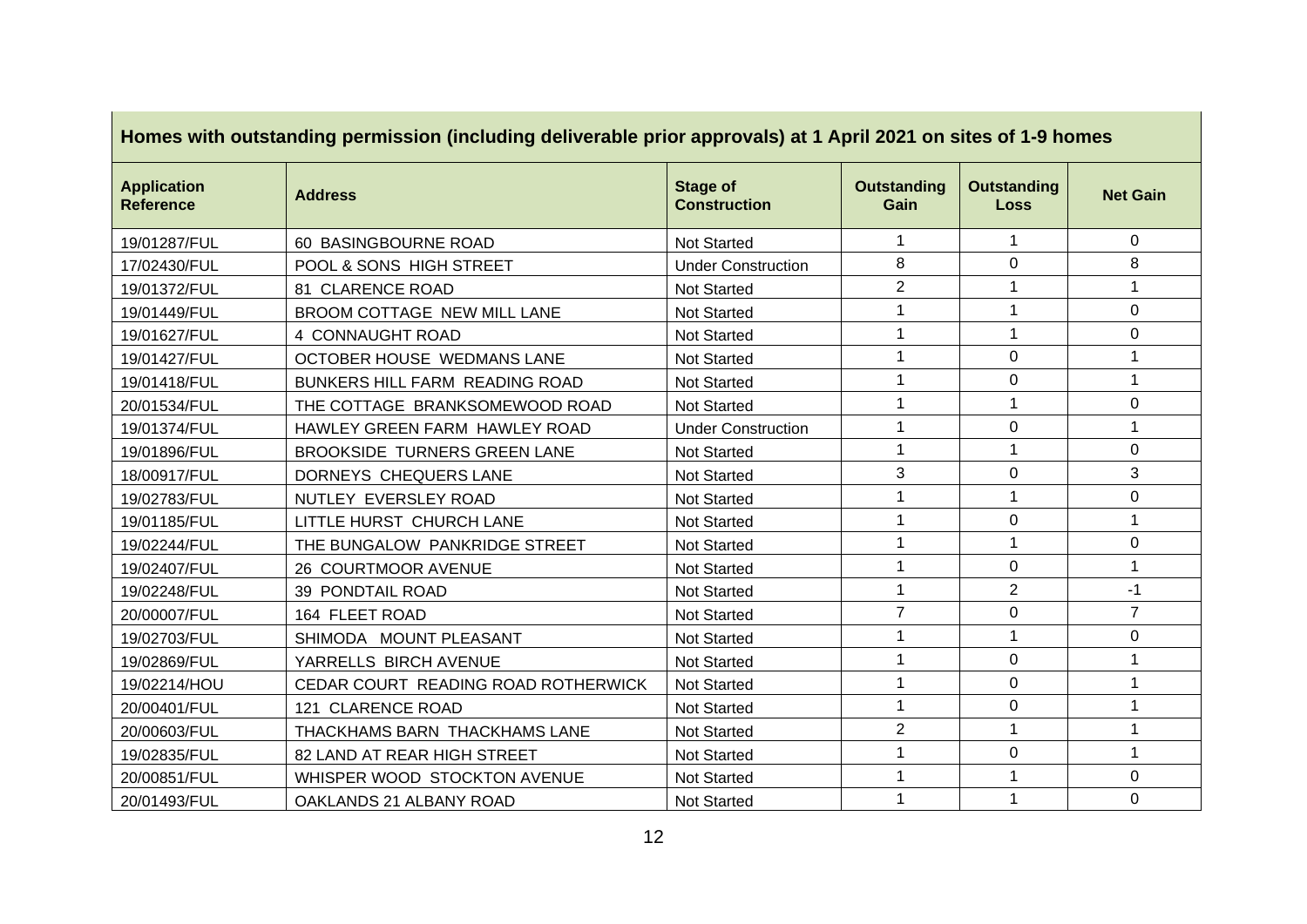| Homes with outstanding permission (including deliverable prior approvals) at 1 April 2021 on sites of 1-9 homes | | | | | |
|---|---|---|---|---|---|
| **Application Reference** | **Address** | **Stage of Construction** | **Outstanding Gain** | **Outstanding Loss** | **Net Gain** |
| 19/01287/FUL | 60 BASINGBOURNE ROAD | Not Started | 1 | 1 | 0 |
| 17/02430/FUL | POOL & SONS HIGH STREET | Under Construction | 8 | 0 | 8 |
| 19/01372/FUL | 81 CLARENCE ROAD | Not Started | 2 | 1 | 1 |
| 19/01449/FUL | BROOM COTTAGE NEW MILL LANE | Not Started | 1 | 1 | 0 |
| 19/01627/FUL | 4 CONNAUGHT ROAD | Not Started | 1 | 1 | 0 |
| 19/01427/FUL | OCTOBER HOUSE WEDMANS LANE | Not Started | 1 | 0 | 1 |
| 19/01418/FUL | BUNKERS HILL FARM READING ROAD | Not Started | 1 | 0 | 1 |
| 20/01534/FUL | THE COTTAGE BRANKSOMEWOOD ROAD | Not Started | 1 | 1 | 0 |
| 19/01374/FUL | HAWLEY GREEN FARM HAWLEY ROAD | Under Construction | 1 | 0 | 1 |
| 19/01896/FUL | BROOKSIDE TURNERS GREEN LANE | Not Started | 1 | 1 | 0 |
| 18/00917/FUL | DORNEYS CHEQUERS LANE | Not Started | 3 | 0 | 3 |
| 19/02783/FUL | NUTLEY EVERSLEY ROAD | Not Started | 1 | 1 | 0 |
| 19/01185/FUL | LITTLE HURST CHURCH LANE | Not Started | 1 | 0 | 1 |
| 19/02244/FUL | THE BUNGALOW PANKRIDGE STREET | Not Started | 1 | 1 | 0 |
| 19/02407/FUL | 26 COURTMOOR AVENUE | Not Started | 1 | 0 | 1 |
| 19/02248/FUL | 39 PONDTAIL ROAD | Not Started | 1 | 2 | -1 |
| 20/00007/FUL | 164 FLEET ROAD | Not Started | 7 | 0 | 7 |
| 19/02703/FUL | SHIMODA MOUNT PLEASANT | Not Started | 1 | 1 | 0 |
| 19/02869/FUL | YARRELLS BIRCH AVENUE | Not Started | 1 | 0 | 1 |
| 19/02214/HOU | CEDAR COURT READING ROAD ROTHERWICK | Not Started | 1 | 0 | 1 |
| 20/00401/FUL | 121 CLARENCE ROAD | Not Started | 1 | 0 | 1 |
| 20/00603/FUL | THACKHAMS BARN THACKHAMS LANE | Not Started | 2 | 1 | 1 |
| 19/02835/FUL | 82 LAND AT REAR HIGH STREET | Not Started | 1 | 0 | 1 |
| 20/00851/FUL | WHISPER WOOD STOCKTON AVENUE | Not Started | 1 | 1 | 0 |
| 20/01493/FUL | OAKLANDS 21 ALBANY ROAD | Not Started | 1 | 1 | 0 |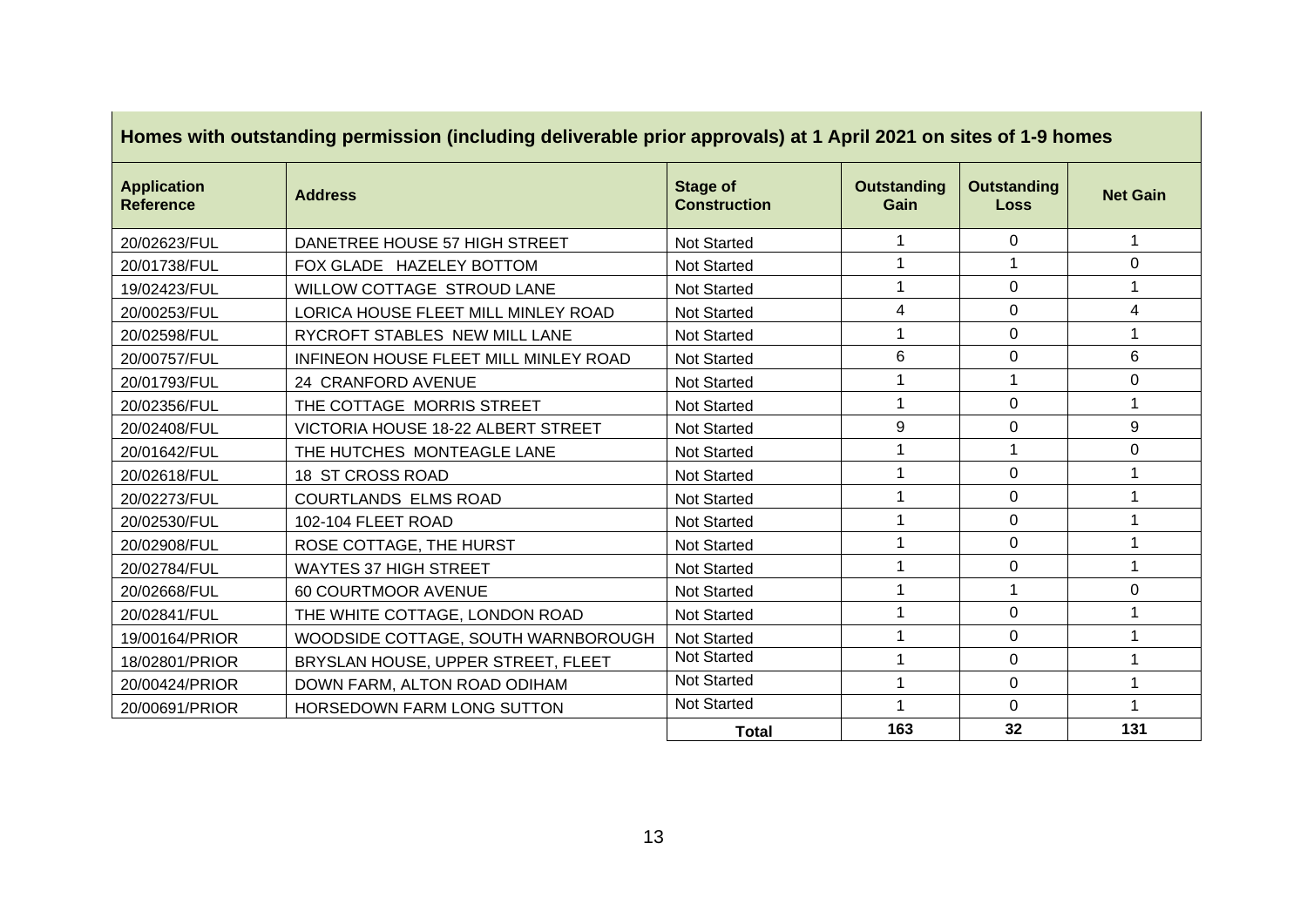| Homes with outstanding permission (including deliverable prior approvals) at 1 April 2021 on sites of 1-9 homes | | | | | |
|---|---|---|---|---|---|
| **Application Reference** | **Address** | **Stage of Construction** | **Outstanding Gain** | **Outstanding Loss** | **Net Gain** |
| 20/02623/FUL | DANETREE HOUSE 57 HIGH STREET | Not Started | 1 | 0 | 1 |
| 20/01738/FUL | FOX GLADE HAZELEY BOTTOM | Not Started | 1 | 1 | 0 |
| 19/02423/FUL | WILLOW COTTAGE STROUD LANE | Not Started | 1 | 0 | 1 |
| 20/00253/FUL | LORICA HOUSE FLEET MILL MINLEY ROAD | Not Started | 4 | 0 | 4 |
| 20/02598/FUL | RYCROFT STABLES NEW MILL LANE | Not Started | 1 | 0 | 1 |
| 20/00757/FUL | INFINEON HOUSE FLEET MILL MINLEY ROAD | Not Started | 6 | 0 | 6 |
| 20/01793/FUL | 24 CRANFORD AVENUE | Not Started | 1 | 1 | 0 |
| 20/02356/FUL | THE COTTAGE MORRIS STREET | Not Started | 1 | 0 | 1 |
| 20/02408/FUL | VICTORIA HOUSE 18-22 ALBERT STREET | Not Started | 9 | 0 | 9 |
| 20/01642/FUL | THE HUTCHES MONTEAGLE LANE | Not Started | 1 | 1 | 0 |
| 20/02618/FUL | 18 ST CROSS ROAD | Not Started | 1 | 0 | 1 |
| 20/02273/FUL | COURTLANDS ELMS ROAD | Not Started | 1 | 0 | 1 |
| 20/02530/FUL | 102-104 FLEET ROAD | Not Started | 1 | 0 | 1 |
| 20/02908/FUL | ROSE COTTAGE, THE HURST | Not Started | 1 | 0 | 1 |
| 20/02784/FUL | WAYTES 37 HIGH STREET | Not Started | 1 | 0 | 1 |
| 20/02668/FUL | 60 COURTMOOR AVENUE | Not Started | 1 | 1 | 0 |
| 20/02841/FUL | THE WHITE COTTAGE, LONDON ROAD | Not Started | 1 | 0 | 1 |
| 19/00164/PRIOR | WOODSIDE COTTAGE, SOUTH WARNBOROUGH | Not Started | 1 | 0 | 1 |
| 18/02801/PRIOR | BRYSLAN HOUSE, UPPER STREET, FLEET | Not Started | 1 | 0 | 1 |
| 20/00424/PRIOR | DOWN FARM, ALTON ROAD ODIHAM | Not Started | 1 | 0 | 1 |
| 20/00691/PRIOR | HORSEDOWN FARM LONG SUTTON | Not Started | 1 | 0 | 1 |
| | | **Total** | **163** | **32** | **131** |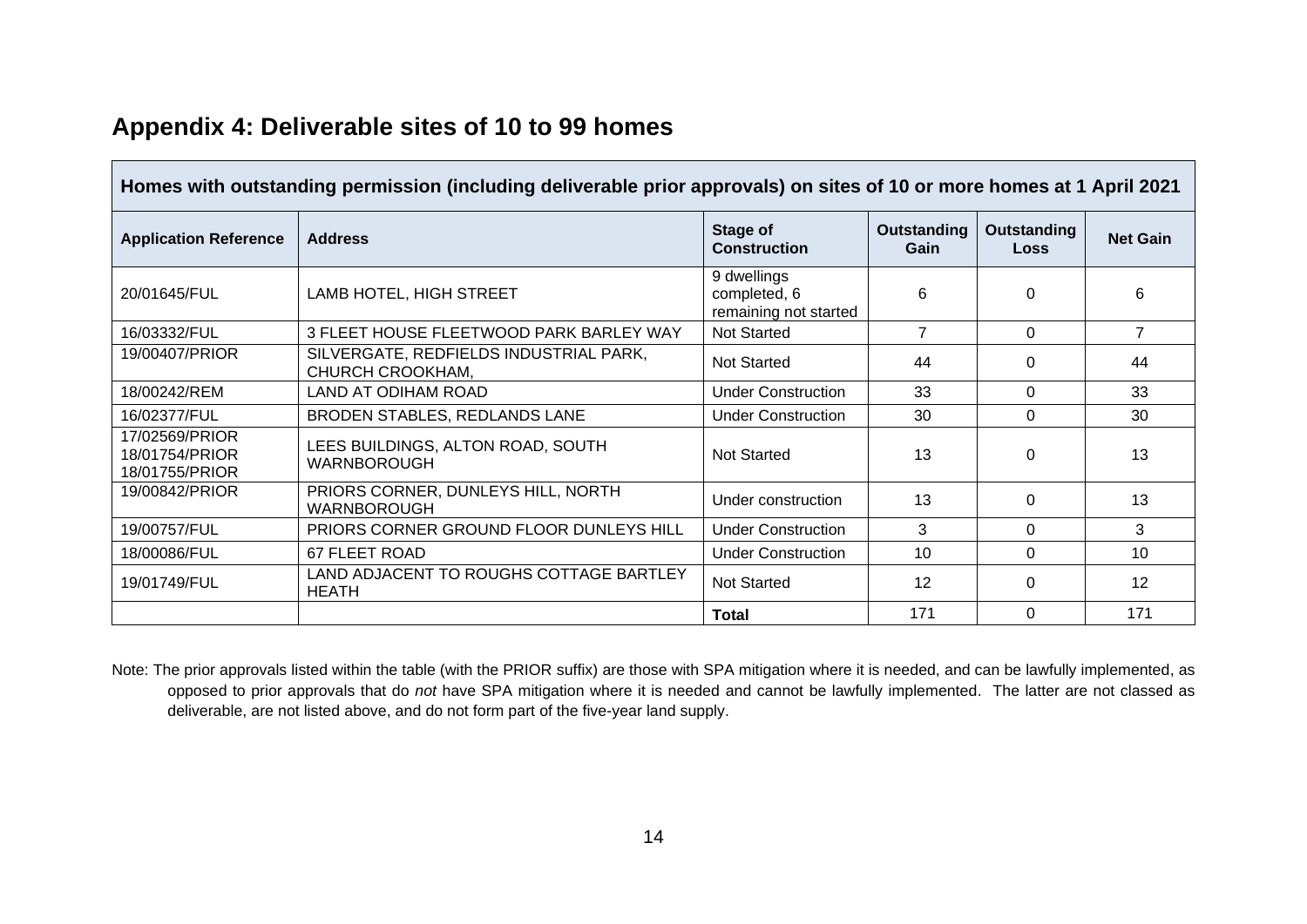## Appendix 4: Deliverable sites of 10 to 99 homes

| Homes with outstanding permission (including deliverable prior approvals) on sites of 10 or more homes at 1 April 2021 | | | | | |
|---|---|---|---|---|---|
| **Application Reference** | **Address** | **Stage of Construction** | **Outstanding Gain** | **Outstanding Loss** | **Net Gain** |
| 20/01645/FUL | LAMB HOTEL, HIGH STREET | 9 dwellings completed, 6 remaining not started | 6 | 0 | 6 |
| 16/03332/FUL | 3 FLEET HOUSE FLEETWOOD PARK BARLEY WAY | Not Started | 7 | 0 | 7 |
| 19/00407/PRIOR | SILVERGATE, REDFIELDS INDUSTRIAL PARK, CHURCH CROOKHAM, | Not Started | 44 | 0 | 44 |
| 18/00242/REM | LAND AT ODIHAM ROAD | Under Construction | 33 | 0 | 33 |
| 16/02377/FUL | BRODEN STABLES, REDLANDS LANE | Under Construction | 30 | 0 | 30 |
| 17/02569/PRIOR 18/01754/PRIOR 18/01755/PRIOR | LEES BUILDINGS, ALTON ROAD, SOUTH WARNBOROUGH | Not Started | 13 | 0 | 13 |
| 19/00842/PRIOR | PRIORS CORNER, DUNLEYS HILL, NORTH WARNBOROUGH | Under construction | 13 | 0 | 13 |
| 19/00757/FUL | PRIORS CORNER GROUND FLOOR DUNLEYS HILL | Under Construction | 3 | 0 | 3 |
| 18/00086/FUL | 67 FLEET ROAD | Under Construction | 10 | 0 | 10 |
| 19/01749/FUL | LAND ADJACENT TO ROUGHS COTTAGE BARTLEY HEATH | Not Started | 12 | 0 | 12 |
| | | **Total** | 171 | 0 | 171 |

Note: The prior approvals listed within the table (with the PRIOR suffix) are those with SPA mitigation where it is needed, and can be lawfully implemented, as opposed to prior approvals that do *not* have SPA mitigation where it is needed and cannot be lawfully implemented. The latter are not classed as deliverable, are not listed above, and do not form part of the five-year land supply.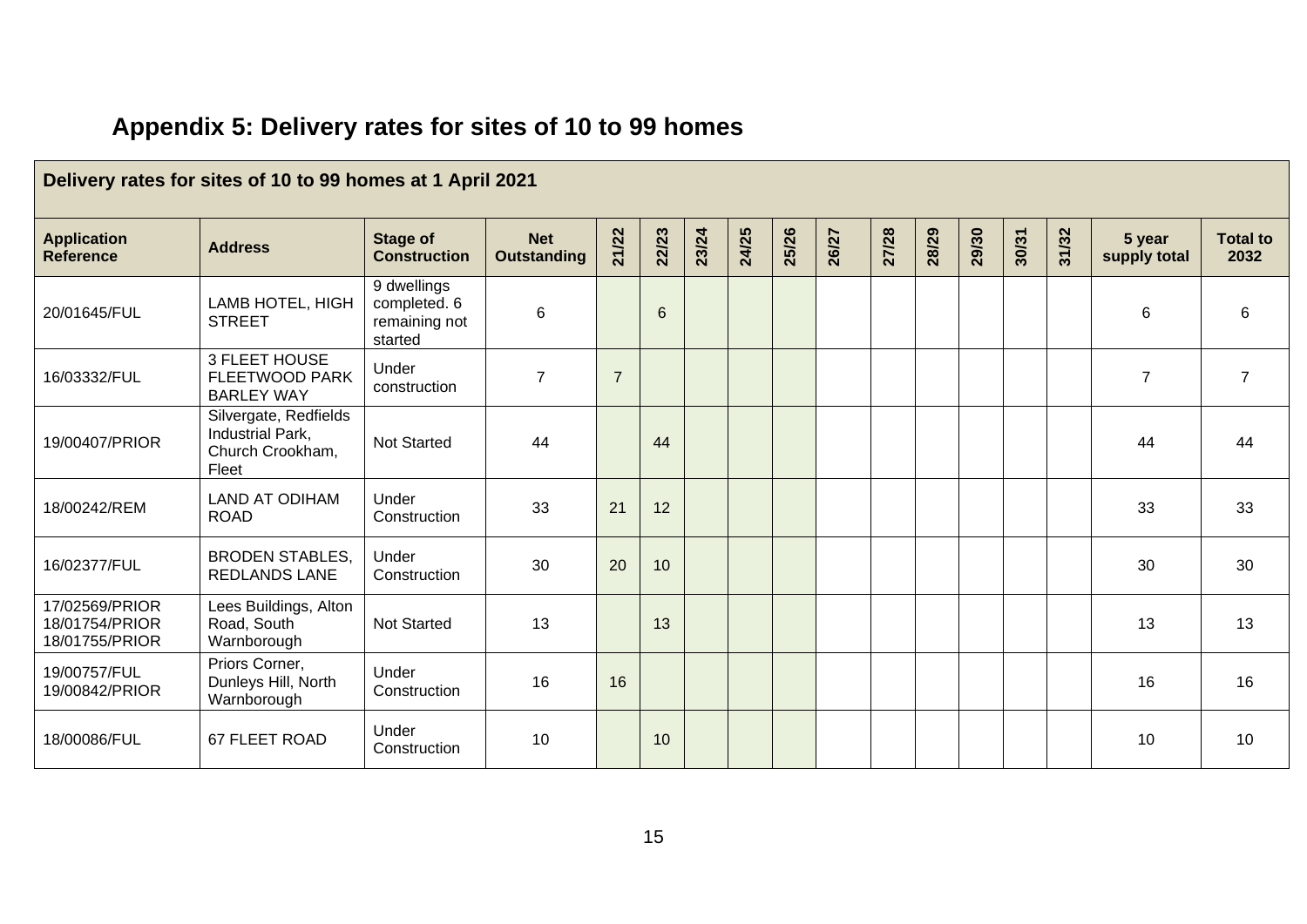## Appendix 5: Delivery rates for sites of 10 to 99 homes

| Delivery rates for sites of 10 to 99 homes at 1 April 2021 | | | | | | | | | | | | | | | | |
|---|---|---|---|---|---|---|---|---|---|---|---|---|---|---|---|---|
| **Application Reference** | **Address** | **Stage of Construction** | **Net Outstanding** | **21/22** | **22/23** | **23/24** | **24/25** | **25/26** | **26/27** | **27/28** | **28/29** | **29/30** | **30/31** | **31/32** | **5 year supply total** | **Total to 2032** |
| 20/01645/FUL | LAMB HOTEL, HIGH STREET | 9 dwellings completed. 6 remaining not started | 6 | | 6 | | | | | | | | | | 6 | 6 |
| 16/03332/FUL | 3 FLEET HOUSE FLEETWOOD PARK BARLEY WAY | Under construction | 7 | 7 | | | | | | | | | | | 7 | 7 |
| 19/00407/PRIOR | Silvergate, Redfields Industrial Park, Church Crookham, Fleet | Not Started | 44 | | 44 | | | | | | | | | | 44 | 44 |
| 18/00242/REM | LAND AT ODIHAM ROAD | Under Construction | 33 | 21 | 12 | | | | | | | | | | 33 | 33 |
| 16/02377/FUL | BRODEN STABLES, REDLANDS LANE | Under Construction | 30 | 20 | 10 | | | | | | | | | | 30 | 30 |
| 17/02569/PRIOR 18/01754/PRIOR 18/01755/PRIOR | Lees Buildings, Alton Road, South Warnborough | Not Started | 13 | | 13 | | | | | | | | | | 13 | 13 |
| 19/00757/FUL 19/00842/PRIOR | Priors Corner, Dunleys Hill, North Warnborough | Under Construction | 16 | 16 | | | | | | | | | | | 16 | 16 |
| 18/00086/FUL | 67 FLEET ROAD | Under Construction | 10 | | 10 | | | | | | | | | | 10 | 10 |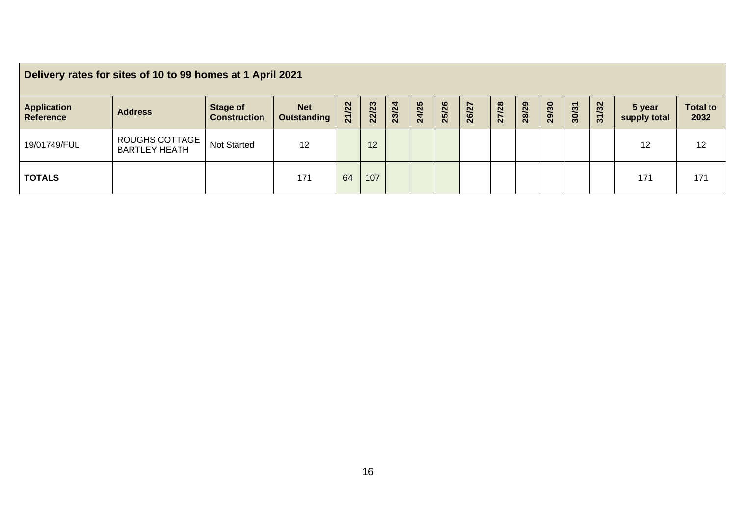| Delivery rates for sites of 10 to 99 homes at 1 April 2021 | | | | | | | | | | | | | | | | |
|---|---|---|---|---|---|---|---|---|---|---|---|---|---|---|---|---|
| **Application Reference** | **Address** | **Stage of Construction** | **Net Outstanding** | **21/22** | **22/23** | **23/24** | **24/25** | **25/26** | **26/27** | **27/28** | **28/29** | **29/30** | **30/31** | **31/32** | **5 year supply total** | **Total to 2032** |
| 19/01749/FUL | ROUGHS COTTAGE BARTLEY HEATH | Not Started | 12 | | 12 | | | | | | | | | | 12 | 12 |
| **TOTALS** | | | 171 | 64 | 107 | | | | | | | | | | 171 | 171 |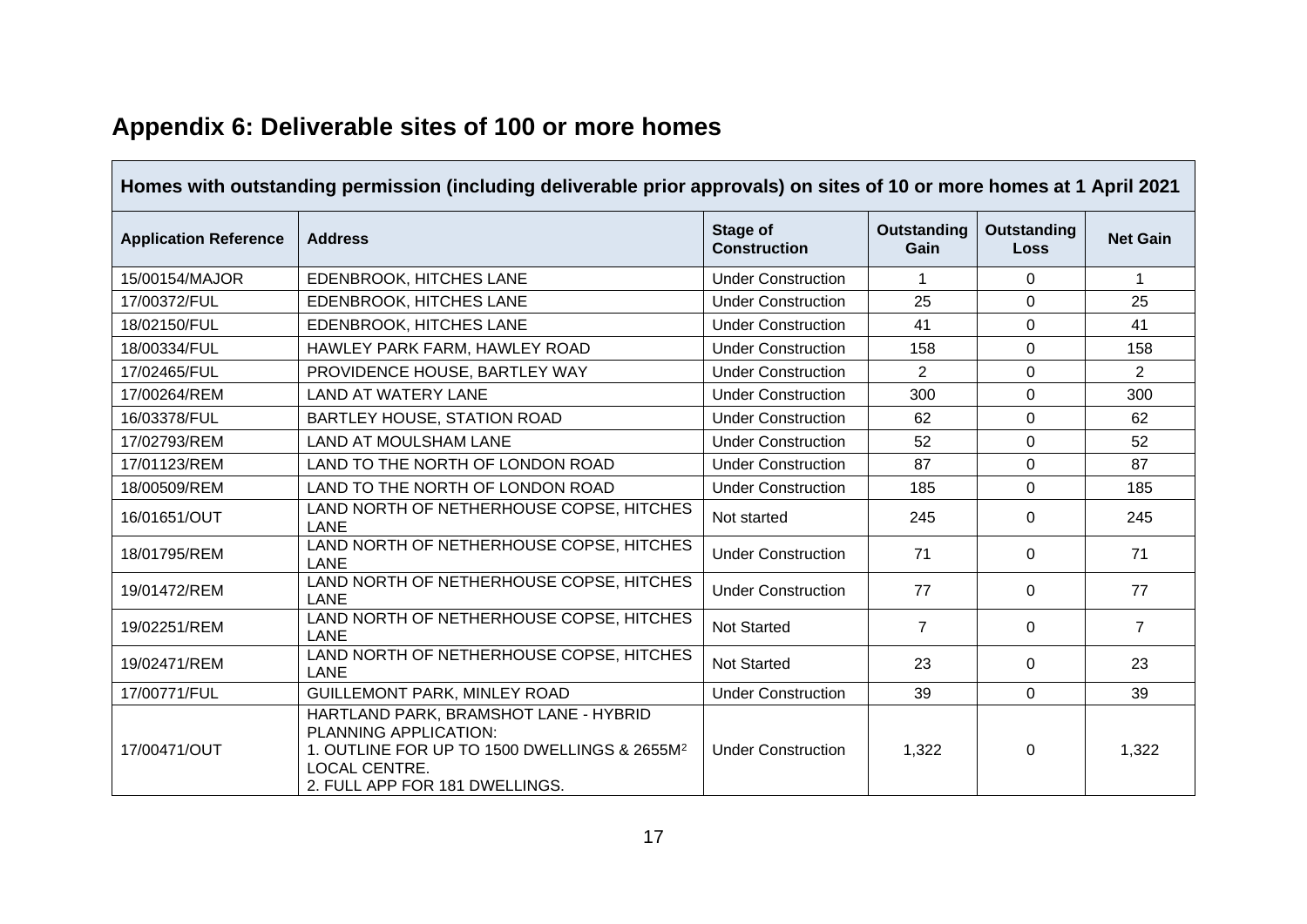## Appendix 6: Deliverable sites of 100 or more homes

| Homes with outstanding permission (including deliverable prior approvals) on sites of 10 or more homes at 1 April 2021 | | | | | |
|---|---|---|---|---|---|
| **Application Reference** | **Address** | **Stage of Construction** | **Outstanding Gain** | **Outstanding Loss** | **Net Gain** |
| 15/00154/MAJOR | EDENBROOK, HITCHES LANE | Under Construction | 1 | 0 | 1 |
| 17/00372/FUL | EDENBROOK, HITCHES LANE | Under Construction | 25 | 0 | 25 |
| 18/02150/FUL | EDENBROOK, HITCHES LANE | Under Construction | 41 | 0 | 41 |
| 18/00334/FUL | HAWLEY PARK FARM, HAWLEY ROAD | Under Construction | 158 | 0 | 158 |
| 17/02465/FUL | PROVIDENCE HOUSE, BARTLEY WAY | Under Construction | 2 | 0 | 2 |
| 17/00264/REM | LAND AT WATERY LANE | Under Construction | 300 | 0 | 300 |
| 16/03378/FUL | BARTLEY HOUSE, STATION ROAD | Under Construction | 62 | 0 | 62 |
| 17/02793/REM | LAND AT MOULSHAM LANE | Under Construction | 52 | 0 | 52 |
| 17/01123/REM | LAND TO THE NORTH OF LONDON ROAD | Under Construction | 87 | 0 | 87 |
| 18/00509/REM | LAND TO THE NORTH OF LONDON ROAD | Under Construction | 185 | 0 | 185 |
| 16/01651/OUT | LAND NORTH OF NETHERHOUSE COPSE, HITCHES LANE | Not started | 245 | 0 | 245 |
| 18/01795/REM | LAND NORTH OF NETHERHOUSE COPSE, HITCHES LANE | Under Construction | 71 | 0 | 71 |
| 19/01472/REM | LAND NORTH OF NETHERHOUSE COPSE, HITCHES LANE | Under Construction | 77 | 0 | 77 |
| 19/02251/REM | LAND NORTH OF NETHERHOUSE COPSE, HITCHES LANE | Not Started | 7 | 0 | 7 |
| 19/02471/REM | LAND NORTH OF NETHERHOUSE COPSE, HITCHES LANE | Not Started | 23 | 0 | 23 |
| 17/00771/FUL | GUILLEMONT PARK, MINLEY ROAD | Under Construction | 39 | 0 | 39 |
| 17/00471/OUT | HARTLAND PARK, BRAMSHOT LANE - HYBRID PLANNING APPLICATION: 1. OUTLINE FOR UP TO 1500 DWELLINGS & 2655M$^2$ LOCAL CENTRE. 2. FULL APP FOR 181 DWELLINGS. | Under Construction | 1,322 | 0 | 1,322 |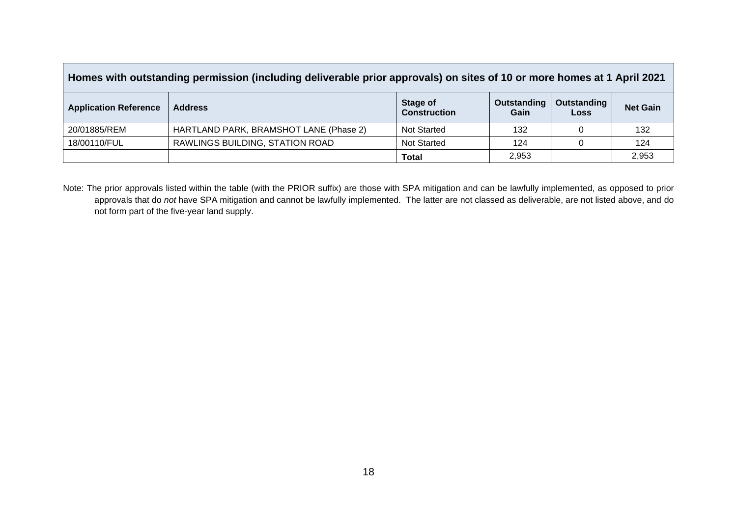| Homes with outstanding permission (including deliverable prior approvals) on sites of 10 or more homes at 1 April 2021 | | | | | |
|---|---|---|---|---|---|
| **Application Reference** | **Address** | **Stage of Construction** | **Outstanding Gain** | **Outstanding Loss** | **Net Gain** |
| 20/01885/REM | HARTLAND PARK, BRAMSHOT LANE (Phase 2) | Not Started | 132 | 0 | 132 |
| 18/00110/FUL | RAWLINGS BUILDING, STATION ROAD | Not Started | 124 | 0 | 124 |
| | | **Total** | 2,953 | | 2,953 |

Note: The prior approvals listed within the table (with the PRIOR suffix) are those with SPA mitigation and can be lawfully implemented, as opposed to prior approvals that do *not* have SPA mitigation and cannot be lawfully implemented. The latter are not classed as deliverable, are not listed above, and do not form part of the five-year land supply.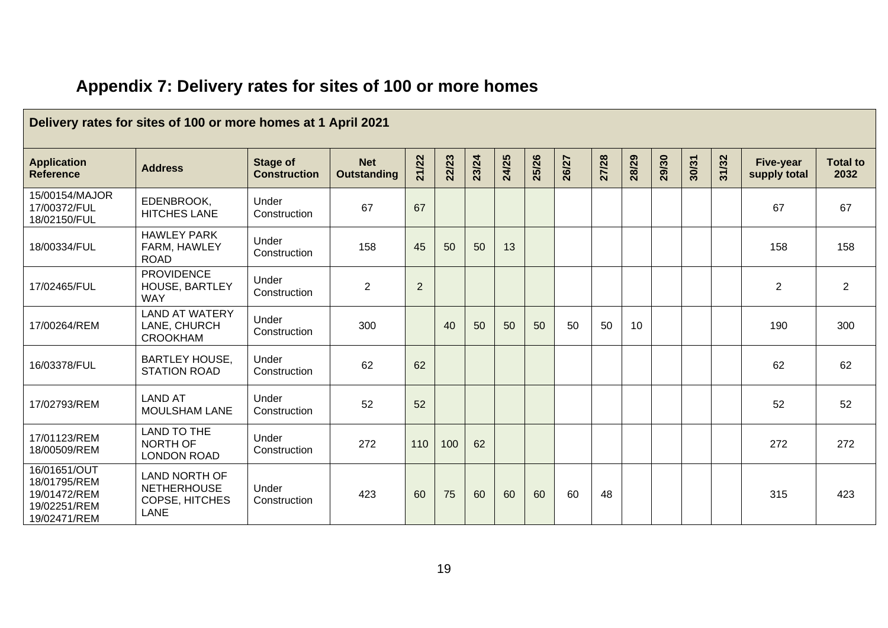## Appendix 7: Delivery rates for sites of 100 or more homes

| Delivery rates for sites of 100 or more homes at 1 April 2021 | | | | | | | | | | | | | | | | |
|---|---|---|---|---|---|---|---|---|---|---|---|---|---|---|---|---|
| **Application Reference** | **Address** | **Stage of Construction** | **Net Outstanding** | **21/22** | **22/23** | **23/24** | **24/25** | **25/26** | **26/27** | **27/28** | **28/29** | **29/30** | **30/31** | **31/32** | **Five-year supply total** | **Total to 2032** |
| 15/00154/MAJOR 17/00372/FUL 18/02150/FUL | EDENBROOK, HITCHES LANE | Under Construction | 67 | 67 | | | | | | | | | | | 67 | 67 |
| 18/00334/FUL | HAWLEY PARK FARM, HAWLEY ROAD | Under Construction | 158 | 45 | 50 | 50 | 13 | | | | | | | | 158 | 158 |
| 17/02465/FUL | PROVIDENCE HOUSE, BARTLEY WAY | Under Construction | 2 | 2 | | | | | | | | | | | 2 | 2 |
| 17/00264/REM | LAND AT WATERY LANE, CHURCH CROOKHAM | Under Construction | 300 | | 40 | 50 | 50 | 50 | 50 | 50 | 10 | | | | 190 | 300 |
| 16/03378/FUL | BARTLEY HOUSE, STATION ROAD | Under Construction | 62 | 62 | | | | | | | | | | | 62 | 62 |
| 17/02793/REM | LAND AT MOULSHAM LANE | Under Construction | 52 | 52 | | | | | | | | | | | 52 | 52 |
| 17/01123/REM 18/00509/REM | LAND TO THE NORTH OF LONDON ROAD | Under Construction | 272 | 110 | 100 | 62 | | | | | | | | | 272 | 272 |
| 16/01651/OUT 18/01795/REM 19/01472/REM 19/02251/REM 19/02471/REM | LAND NORTH OF NETHERHOUSE COPSE, HITCHES LANE | Under Construction | 423 | 60 | 75 | 60 | 60 | 60 | 60 | 48 | | | | | 315 | 423 |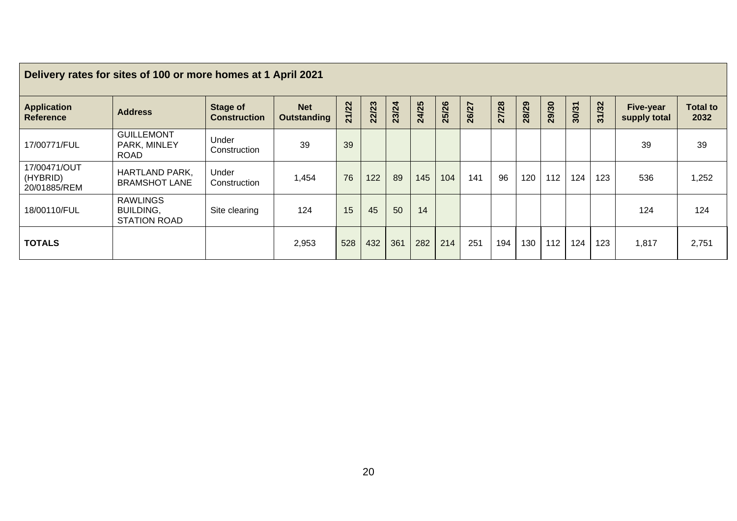| Delivery rates for sites of 100 or more homes at 1 April 2021 | | | | | | | | | | | | | | | | |
|---|---|---|---|---|---|---|---|---|---|---|---|---|---|---|---|---|
| **Application Reference** | **Address** | **Stage of Construction** | **Net Outstanding** | **21/22** | **22/23** | **23/24** | **24/25** | **25/26** | **26/27** | **27/28** | **28/29** | **29/30** | **30/31** | **31/32** | **Five-year supply total** | **Total to 2032** |
| 17/00771/FUL | GUILLEMONT PARK, MINLEY ROAD | Under Construction | 39 | 39 | | | | | | | | | | | 39 | 39 |
| 17/00471/OUT (HYBRID) 20/01885/REM | HARTLAND PARK, BRAMSHOT LANE | Under Construction | 1,454 | 76 | 122 | 89 | 145 | 104 | 141 | 96 | 120 | 112 | 124 | 123 | 536 | 1,252 |
| 18/00110/FUL | RAWLINGS BUILDING, STATION ROAD | Site clearing | 124 | 15 | 45 | 50 | 14 | | | | | | | | 124 | 124 |
| **TOTALS** | | | 2,953 | 528 | 432 | 361 | 282 | 214 | 251 | 194 | 130 | 112 | 124 | 123 | 1,817 | 2,751 |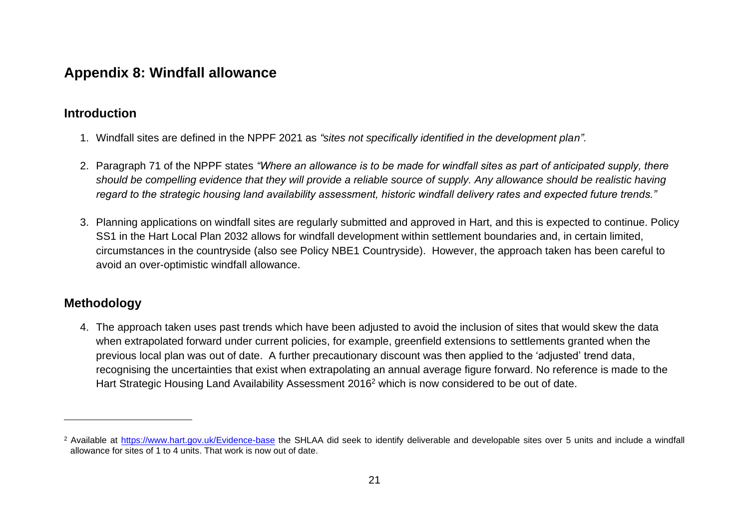## Appendix 8: Windfall allowance

### Introduction

1. Windfall sites are defined in the NPPF 2021 as *"sites not specifically identified in the development plan".*

2. Paragraph 71 of the NPPF states *"Where an allowance is to be made for windfall sites as part of anticipated supply, there should be compelling evidence that they will provide a reliable source of supply. Any allowance should be realistic having regard to the strategic housing land availability assessment, historic windfall delivery rates and expected future trends."*

3. Planning applications on windfall sites are regularly submitted and approved in Hart, and this is expected to continue. Policy SS1 in the Hart Local Plan 2032 allows for windfall development within settlement boundaries and, in certain limited, circumstances in the countryside (also see Policy NBE1 Countryside). However, the approach taken has been careful to avoid an over-optimistic windfall allowance.

### Methodology

4. The approach taken uses past trends which have been adjusted to avoid the inclusion of sites that would skew the data when extrapolated forward under current policies, for example, greenfield extensions to settlements granted when the previous local plan was out of date. A further precautionary discount was then applied to the 'adjusted' trend data, recognising the uncertainties that exist when extrapolating an annual average figure forward. No reference is made to the Hart Strategic Housing Land Availability Assessment 2016[2] which is now considered to be out of date.

---

[2] Available at https://www.hart.gov.uk/Evidence-base the SHLAA did seek to identify deliverable and developable sites over 5 units and include a windfall allowance for sites of 1 to 4 units. That work is now out of date.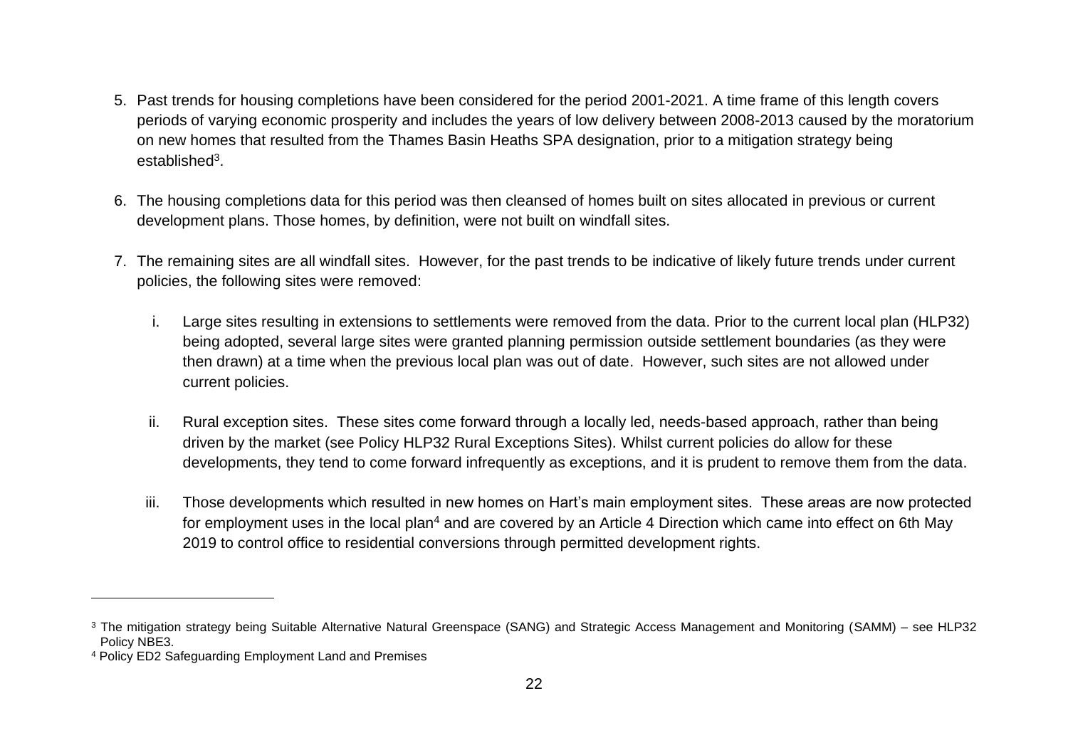5. Past trends for housing completions have been considered for the period 2001-2021. A time frame of this length covers periods of varying economic prosperity and includes the years of low delivery between 2008-2013 caused by the moratorium on new homes that resulted from the Thames Basin Heaths SPA designation, prior to a mitigation strategy being established[3].

6. The housing completions data for this period was then cleansed of homes built on sites allocated in previous or current development plans. Those homes, by definition, were not built on windfall sites.

7. The remaining sites are all windfall sites. However, for the past trends to be indicative of likely future trends under current policies, the following sites were removed:

   i. Large sites resulting in extensions to settlements were removed from the data. Prior to the current local plan (HLP32) being adopted, several large sites were granted planning permission outside settlement boundaries (as they were then drawn) at a time when the previous local plan was out of date. However, such sites are not allowed under current policies.

   ii. Rural exception sites. These sites come forward through a locally led, needs-based approach, rather than being driven by the market (see Policy HLP32 Rural Exceptions Sites). Whilst current policies do allow for these developments, they tend to come forward infrequently as exceptions, and it is prudent to remove them from the data.

   iii. Those developments which resulted in new homes on Hart's main employment sites. These areas are now protected for employment uses in the local plan[4] and are covered by an Article 4 Direction which came into effect on 6th May 2019 to control office to residential conversions through permitted development rights.

---

[3] The mitigation strategy being Suitable Alternative Natural Greenspace (SANG) and Strategic Access Management and Monitoring (SAMM) – see HLP32 Policy NBE3.

[4] Policy ED2 Safeguarding Employment Land and Premises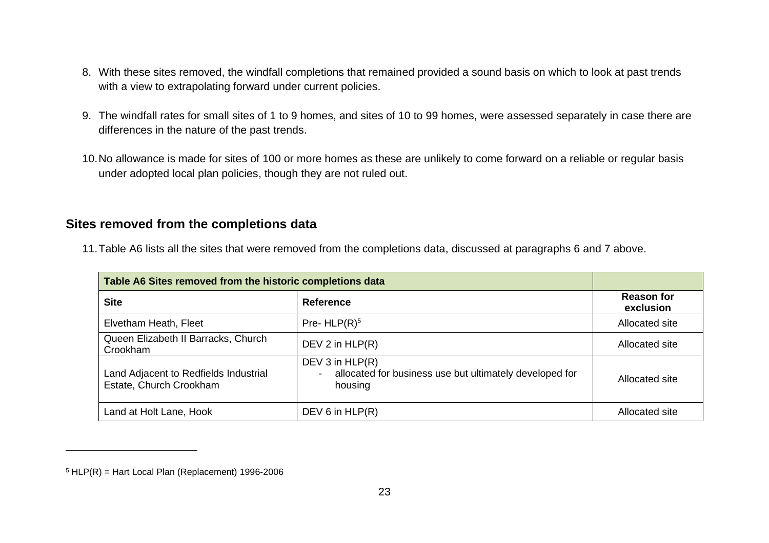8. With these sites removed, the windfall completions that remained provided a sound basis on which to look at past trends with a view to extrapolating forward under current policies.

9. The windfall rates for small sites of 1 to 9 homes, and sites of 10 to 99 homes, were assessed separately in case there are differences in the nature of the past trends.

10. No allowance is made for sites of 100 or more homes as these are unlikely to come forward on a reliable or regular basis under adopted local plan policies, though they are not ruled out.

## Sites removed from the completions data

11. Table A6 lists all the sites that were removed from the completions data, discussed at paragraphs 6 and 7 above.

| **Table A6 Sites removed from the historic completions data** | | |
|---|---|---|
| **Site** | **Reference** | **Reason for exclusion** |
| Elvetham Heath, Fleet | Pre- HLP(R)[5] | Allocated site |
| Queen Elizabeth II Barracks, Church Crookham | DEV 2 in HLP(R) | Allocated site |
| Land Adjacent to Redfields Industrial Estate, Church Crookham | DEV 3 in HLP(R) - allocated for business use but ultimately developed for housing | Allocated site |
| Land at Holt Lane, Hook | DEV 6 in HLP(R) | Allocated site |

[5] HLP(R) = Hart Local Plan (Replacement) 1996-2006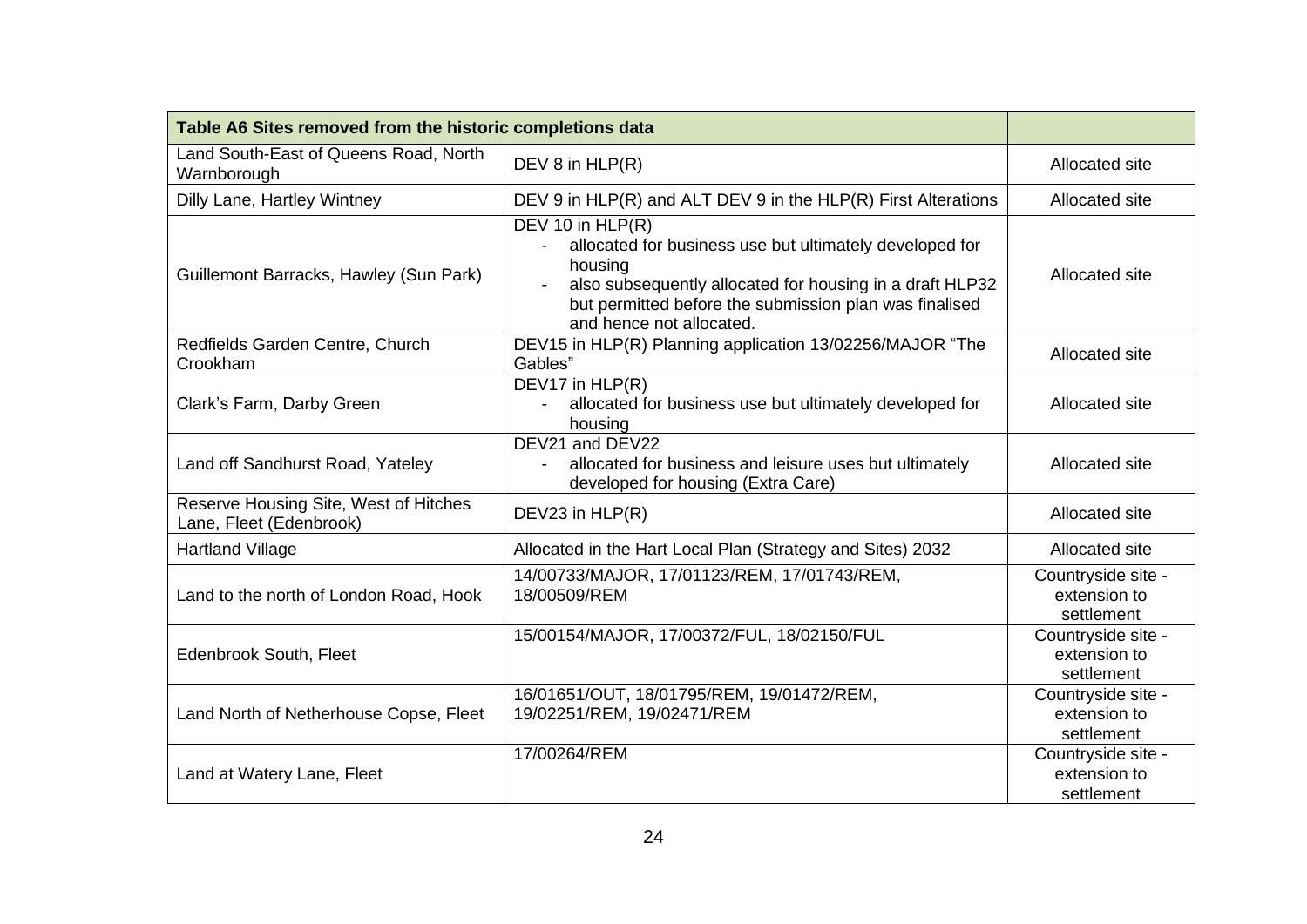| Table A6 Sites removed from the historic completions data | | |
|---|---|---|
| Land South-East of Queens Road, North Warnborough | DEV 8 in HLP(R) | Allocated site |
| Dilly Lane, Hartley Wintney | DEV 9 in HLP(R) and ALT DEV 9 in the HLP(R) First Alterations | Allocated site |
| Guillemont Barracks, Hawley (Sun Park) | DEV 10 in HLP(R)<br>- allocated for business use but ultimately developed for housing<br>- also subsequently allocated for housing in a draft HLP32 but permitted before the submission plan was finalised and hence not allocated. | Allocated site |
| Redfields Garden Centre, Church Crookham | DEV15 in HLP(R) Planning application 13/02256/MAJOR "The Gables" | Allocated site |
| Clark's Farm, Darby Green | DEV17 in HLP(R)<br>- allocated for business use but ultimately developed for housing | Allocated site |
| Land off Sandhurst Road, Yateley | DEV21 and DEV22<br>- allocated for business and leisure uses but ultimately developed for housing (Extra Care) | Allocated site |
| Reserve Housing Site, West of Hitches Lane, Fleet (Edenbrook) | DEV23 in HLP(R) | Allocated site |
| Hartland Village | Allocated in the Hart Local Plan (Strategy and Sites) 2032 | Allocated site |
| Land to the north of London Road, Hook | 14/00733/MAJOR, 17/01123/REM, 17/01743/REM, 18/00509/REM | Countryside site - extension to settlement |
| Edenbrook South, Fleet | 15/00154/MAJOR, 17/00372/FUL, 18/02150/FUL | Countryside site - extension to settlement |
| Land North of Netherhouse Copse, Fleet | 16/01651/OUT, 18/01795/REM, 19/01472/REM, 19/02251/REM, 19/02471/REM | Countryside site - extension to settlement |
| Land at Watery Lane, Fleet | 17/00264/REM | Countryside site - extension to settlement |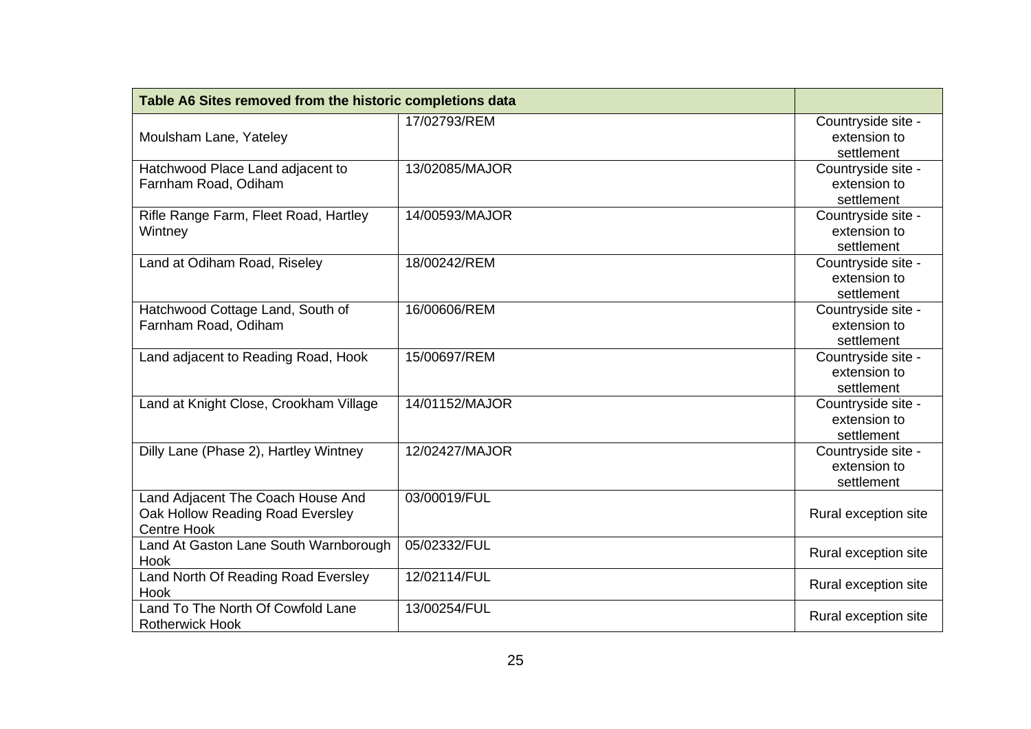| Table A6 Sites removed from the historic completions data | | |
|---|---|---|
| Moulsham Lane, Yateley | 17/02793/REM | Countryside site - extension to settlement |
| Hatchwood Place Land adjacent to Farnham Road, Odiham | 13/02085/MAJOR | Countryside site - extension to settlement |
| Rifle Range Farm, Fleet Road, Hartley Wintney | 14/00593/MAJOR | Countryside site - extension to settlement |
| Land at Odiham Road, Riseley | 18/00242/REM | Countryside site - extension to settlement |
| Hatchwood Cottage Land, South of Farnham Road, Odiham | 16/00606/REM | Countryside site - extension to settlement |
| Land adjacent to Reading Road, Hook | 15/00697/REM | Countryside site - extension to settlement |
| Land at Knight Close, Crookham Village | 14/01152/MAJOR | Countryside site - extension to settlement |
| Dilly Lane (Phase 2), Hartley Wintney | 12/02427/MAJOR | Countryside site - extension to settlement |
| Land Adjacent The Coach House And Oak Hollow Reading Road Eversley Centre Hook | 03/00019/FUL | Rural exception site |
| Land At Gaston Lane South Warnborough Hook | 05/02332/FUL | Rural exception site |
| Land North Of Reading Road Eversley Hook | 12/02114/FUL | Rural exception site |
| Land To The North Of Cowfold Lane Rotherwick Hook | 13/00254/FUL | Rural exception site |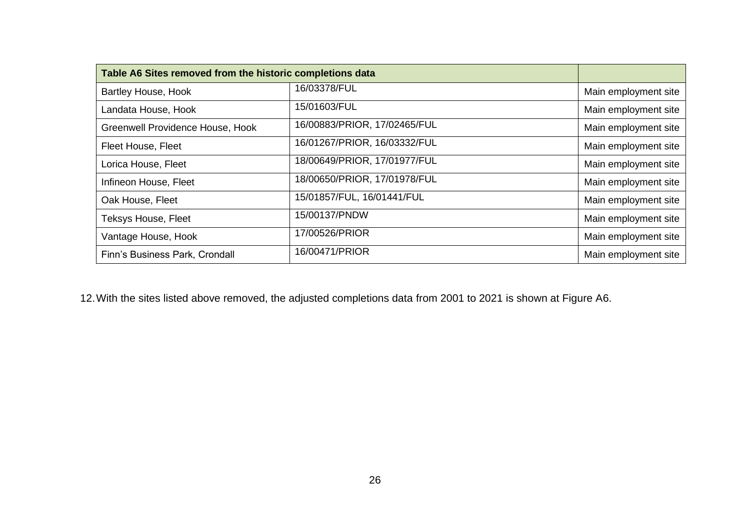| Table A6 Sites removed from the historic completions data | | |
|---|---|---|
| Bartley House, Hook | 16/03378/FUL | Main employment site |
| Landata House, Hook | 15/01603/FUL | Main employment site |
| Greenwell Providence House, Hook | 16/00883/PRIOR, 17/02465/FUL | Main employment site |
| Fleet House, Fleet | 16/01267/PRIOR, 16/03332/FUL | Main employment site |
| Lorica House, Fleet | 18/00649/PRIOR, 17/01977/FUL | Main employment site |
| Infineon House, Fleet | 18/00650/PRIOR, 17/01978/FUL | Main employment site |
| Oak House, Fleet | 15/01857/FUL, 16/01441/FUL | Main employment site |
| Teksys House, Fleet | 15/00137/PNDW | Main employment site |
| Vantage House, Hook | 17/00526/PRIOR | Main employment site |
| Finn's Business Park, Crondall | 16/00471/PRIOR | Main employment site |

12. With the sites listed above removed, the adjusted completions data from 2001 to 2021 is shown at Figure A6.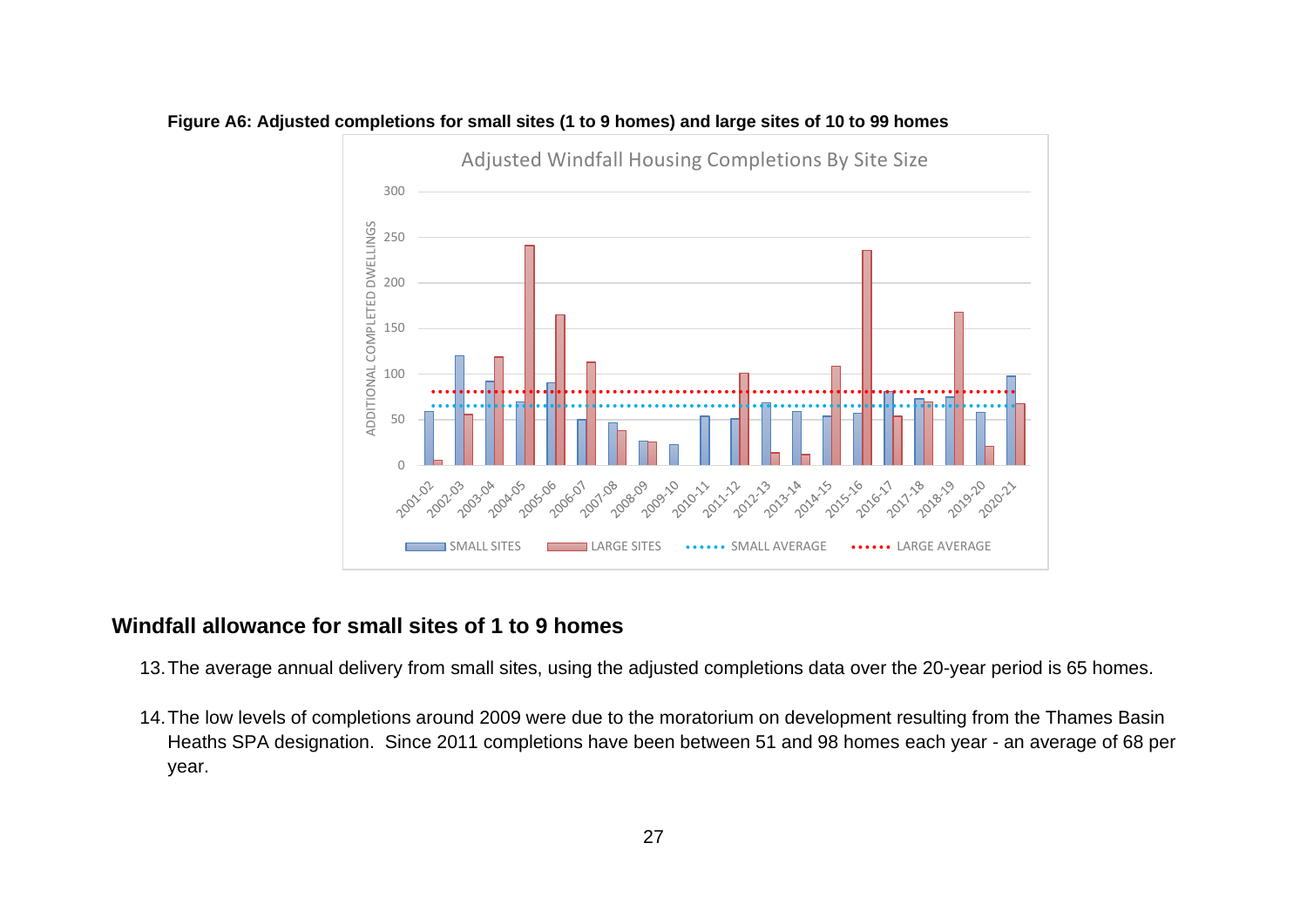**Figure A6: Adjusted completions for small sites (1 to 9 homes) and large sites of 10 to 99 homes**

## Windfall allowance for small sites of 1 to 9 homes

13. The average annual delivery from small sites, using the adjusted completions data over the 20-year period is 65 homes.

14. The low levels of completions around 2009 were due to the moratorium on development resulting from the Thames Basin Heaths SPA designation. Since 2011 completions have been between 51 and 98 homes each year - an average of 68 per year.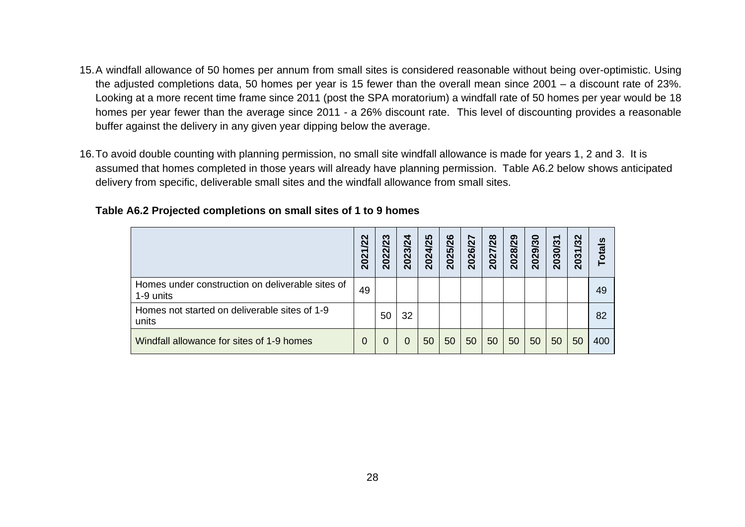15. A windfall allowance of 50 homes per annum from small sites is considered reasonable without being over-optimistic. Using the adjusted completions data, 50 homes per year is 15 fewer than the overall mean since 2001 – a discount rate of 23%. Looking at a more recent time frame since 2011 (post the SPA moratorium) a windfall rate of 50 homes per year would be 18 homes per year fewer than the average since 2011 - a 26% discount rate. This level of discounting provides a reasonable buffer against the delivery in any given year dipping below the average.

16. To avoid double counting with planning permission, no small site windfall allowance is made for years 1, 2 and 3. It is assumed that homes completed in those years will already have planning permission. Table A6.2 below shows anticipated delivery from specific, deliverable small sites and the windfall allowance from small sites.

**Table A6.2 Projected completions on small sites of 1 to 9 homes**

| | 2021/22 | 2022/23 | 2023/24 | 2024/25 | 2025/26 | 2026/27 | 2027/28 | 2028/29 | 2029/30 | 2030/31 | 2031/32 | Totals |
|---|---|---|---|---|---|---|---|---|---|---|---|---|
| Homes under construction on deliverable sites of 1-9 units | 49 | | | | | | | | | | | 49 |
| Homes not started on deliverable sites of 1-9 units | | 50 | 32 | | | | | | | | | 82 |
| Windfall allowance for sites of 1-9 homes | 0 | 0 | 0 | 50 | 50 | 50 | 50 | 50 | 50 | 50 | 50 | 400 |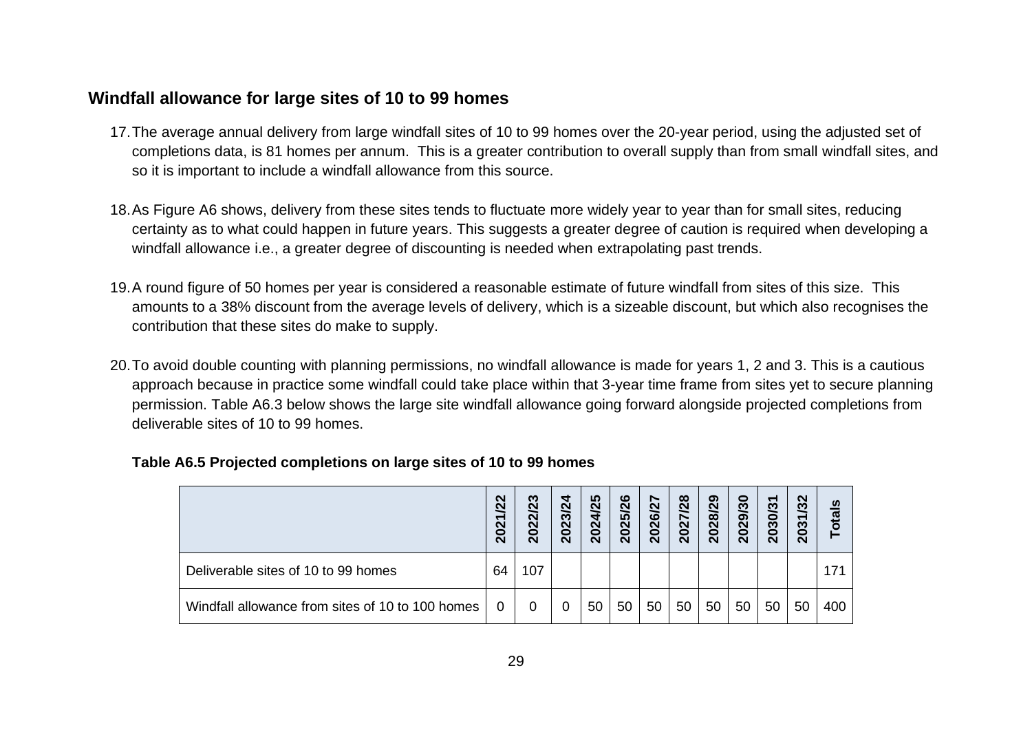## Windfall allowance for large sites of 10 to 99 homes

17. The average annual delivery from large windfall sites of 10 to 99 homes over the 20-year period, using the adjusted set of completions data, is 81 homes per annum. This is a greater contribution to overall supply than from small windfall sites, and so it is important to include a windfall allowance from this source.

18. As Figure A6 shows, delivery from these sites tends to fluctuate more widely year to year than for small sites, reducing certainty as to what could happen in future years. This suggests a greater degree of caution is required when developing a windfall allowance i.e., a greater degree of discounting is needed when extrapolating past trends.

19. A round figure of 50 homes per year is considered a reasonable estimate of future windfall from sites of this size. This amounts to a 38% discount from the average levels of delivery, which is a sizeable discount, but which also recognises the contribution that these sites do make to supply.

20. To avoid double counting with planning permissions, no windfall allowance is made for years 1, 2 and 3. This is a cautious approach because in practice some windfall could take place within that 3-year time frame from sites yet to secure planning permission. Table A6.3 below shows the large site windfall allowance going forward alongside projected completions from deliverable sites of 10 to 99 homes.

**Table A6.5 Projected completions on large sites of 10 to 99 homes**

| | 2021/22 | 2022/23 | 2023/24 | 2024/25 | 2025/26 | 2026/27 | 2027/28 | 2028/29 | 2029/30 | 2030/31 | 2031/32 | Totals |
|---|---|---|---|---|---|---|---|---|---|---|---|---|
| Deliverable sites of 10 to 99 homes | 64 | 107 | | | | | | | | | | 171 |
| Windfall allowance from sites of 10 to 100 homes | 0 | 0 | 0 | 50 | 50 | 50 | 50 | 50 | 50 | 50 | 50 | 400 |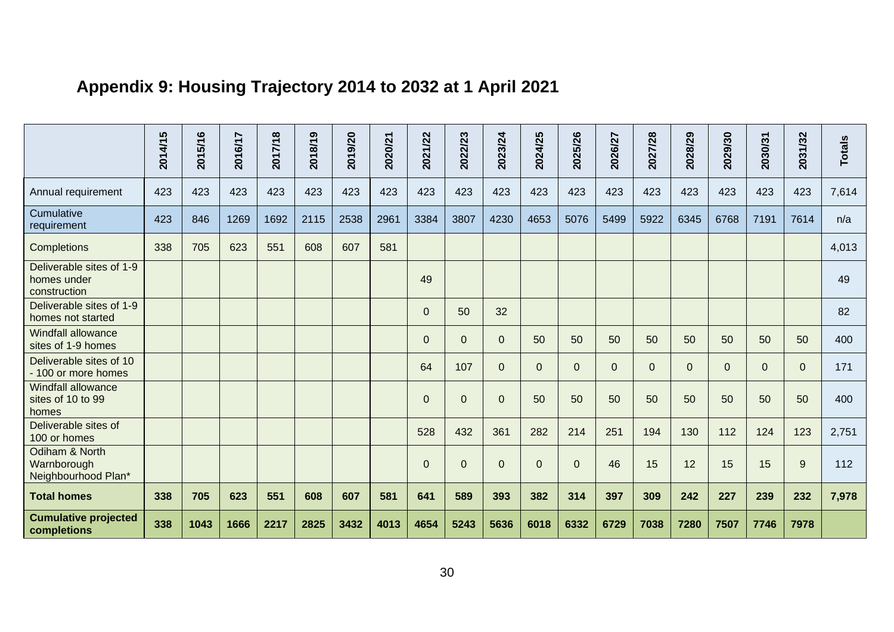# Appendix 9: Housing Trajectory 2014 to 2032 at 1 April 2021

| | 2014/15 | 2015/16 | 2016/17 | 2017/18 | 2018/19 | 2019/20 | 2020/21 | 2021/22 | 2022/23 | 2023/24 | 2024/25 | 2025/26 | 2026/27 | 2027/28 | 2028/29 | 2029/30 | 2030/31 | 2031/32 | Totals |
|---|---|---|---|---|---|---|---|---|---|---|---|---|---|---|---|---|---|---|---|
| Annual requirement | 423 | 423 | 423 | 423 | 423 | 423 | 423 | 423 | 423 | 423 | 423 | 423 | 423 | 423 | 423 | 423 | 423 | 423 | 7,614 |
| Cumulative requirement | 423 | 846 | 1269 | 1692 | 2115 | 2538 | 2961 | 3384 | 3807 | 4230 | 4653 | 5076 | 5499 | 5922 | 6345 | 6768 | 7191 | 7614 | n/a |
| Completions | 338 | 705 | 623 | 551 | 608 | 607 | 581 | | | | | | | | | | | | 4,013 |
| Deliverable sites of 1-9 homes under construction | | | | | | | | 49 | | | | | | | | | | | 49 |
| Deliverable sites of 1-9 homes not started | | | | | | | | 0 | 50 | 32 | | | | | | | | | 82 |
| Windfall allowance sites of 1-9 homes | | | | | | | | 0 | 0 | 0 | 50 | 50 | 50 | 50 | 50 | 50 | 50 | 50 | 400 |
| Deliverable sites of 10 - 100 or more homes | | | | | | | | 64 | 107 | 0 | 0 | 0 | 0 | 0 | 0 | 0 | 0 | 0 | 171 |
| Windfall allowance sites of 10 to 99 homes | | | | | | | | 0 | 0 | 0 | 50 | 50 | 50 | 50 | 50 | 50 | 50 | 50 | 400 |
| Deliverable sites of 100 or homes | | | | | | | | 528 | 432 | 361 | 282 | 214 | 251 | 194 | 130 | 112 | 124 | 123 | 2,751 |
| Odiham & North Warnborough Neighbourhood Plan* | | | | | | | | 0 | 0 | 0 | 0 | 0 | 46 | 15 | 12 | 15 | 15 | 9 | 112 |
| **Total homes** | **338** | **705** | **623** | **551** | **608** | **607** | **581** | **641** | **589** | **393** | **382** | **314** | **397** | **309** | **242** | **227** | **239** | **232** | **7,978** |
| **Cumulative projected completions** | **338** | **1043** | **1666** | **2217** | **2825** | **3432** | **4013** | **4654** | **5243** | **5636** | **6018** | **6332** | **6729** | **7038** | **7280** | **7507** | **7746** | **7978** | |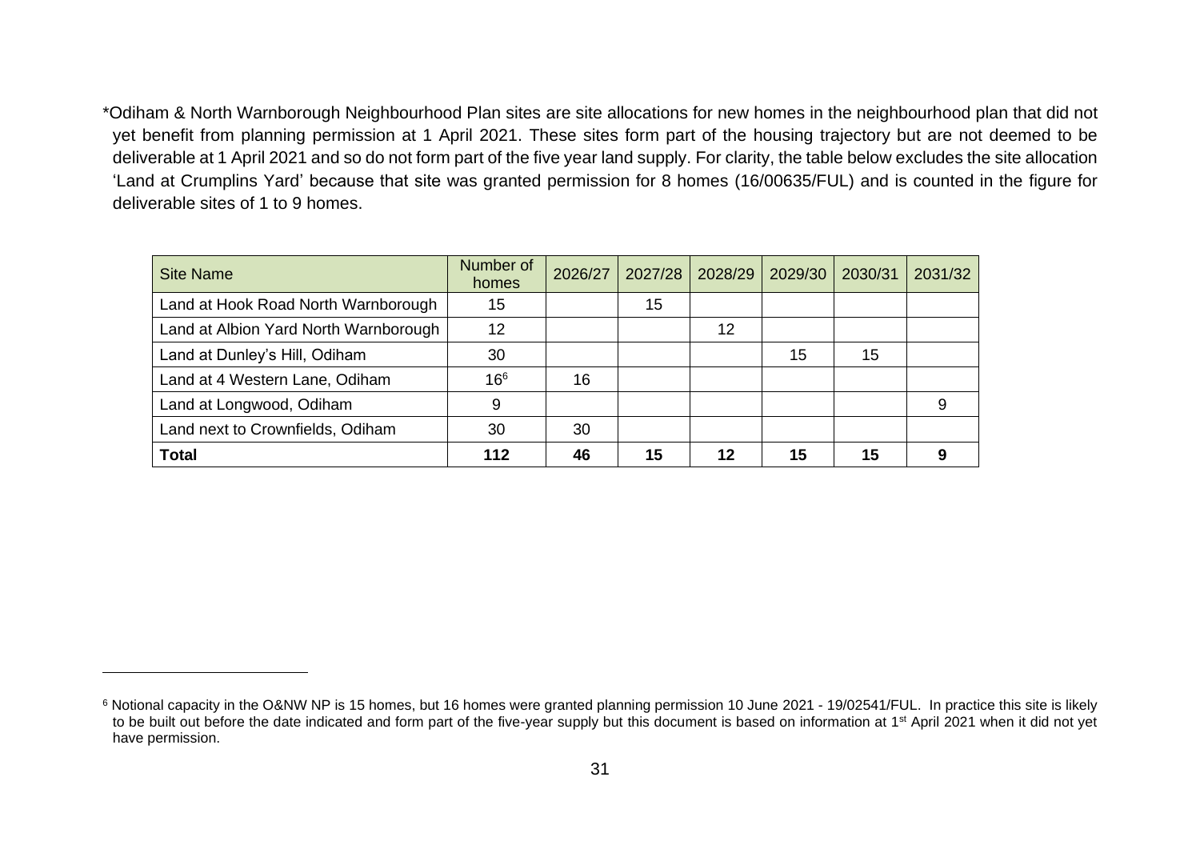*Odiham & North Warnborough Neighbourhood Plan sites are site allocations for new homes in the neighbourhood plan that did not yet benefit from planning permission at 1 April 2021. These sites form part of the housing trajectory but are not deemed to be deliverable at 1 April 2021 and so do not form part of the five year land supply. For clarity, the table below excludes the site allocation 'Land at Crumplins Yard' because that site was granted permission for 8 homes (16/00635/FUL) and is counted in the figure for deliverable sites of 1 to 9 homes.

| Site Name | Number of homes | 2026/27 | 2027/28 | 2028/29 | 2029/30 | 2030/31 | 2031/32 |
|---|---|---|---|---|---|---|---|
| Land at Hook Road North Warnborough | 15 | | 15 | | | | |
| Land at Albion Yard North Warnborough | 12 | | | 12 | | | |
| Land at Dunley's Hill, Odiham | 30 | | | | 15 | 15 | |
| Land at 4 Western Lane, Odiham | 16[6] | 16 | | | | | |
| Land at Longwood, Odiham | 9 | | | | | | 9 |
| Land next to Crownfields, Odiham | 30 | 30 | | | | | |
| **Total** | **112** | **46** | **15** | **12** | **15** | **15** | **9** |

[6] Notional capacity in the O&NW NP is 15 homes, but 16 homes were granted planning permission 10 June 2021 - 19/02541/FUL. In practice this site is likely to be built out before the date indicated and form part of the five-year supply but this document is based on information at 1st April 2021 when it did not yet have permission.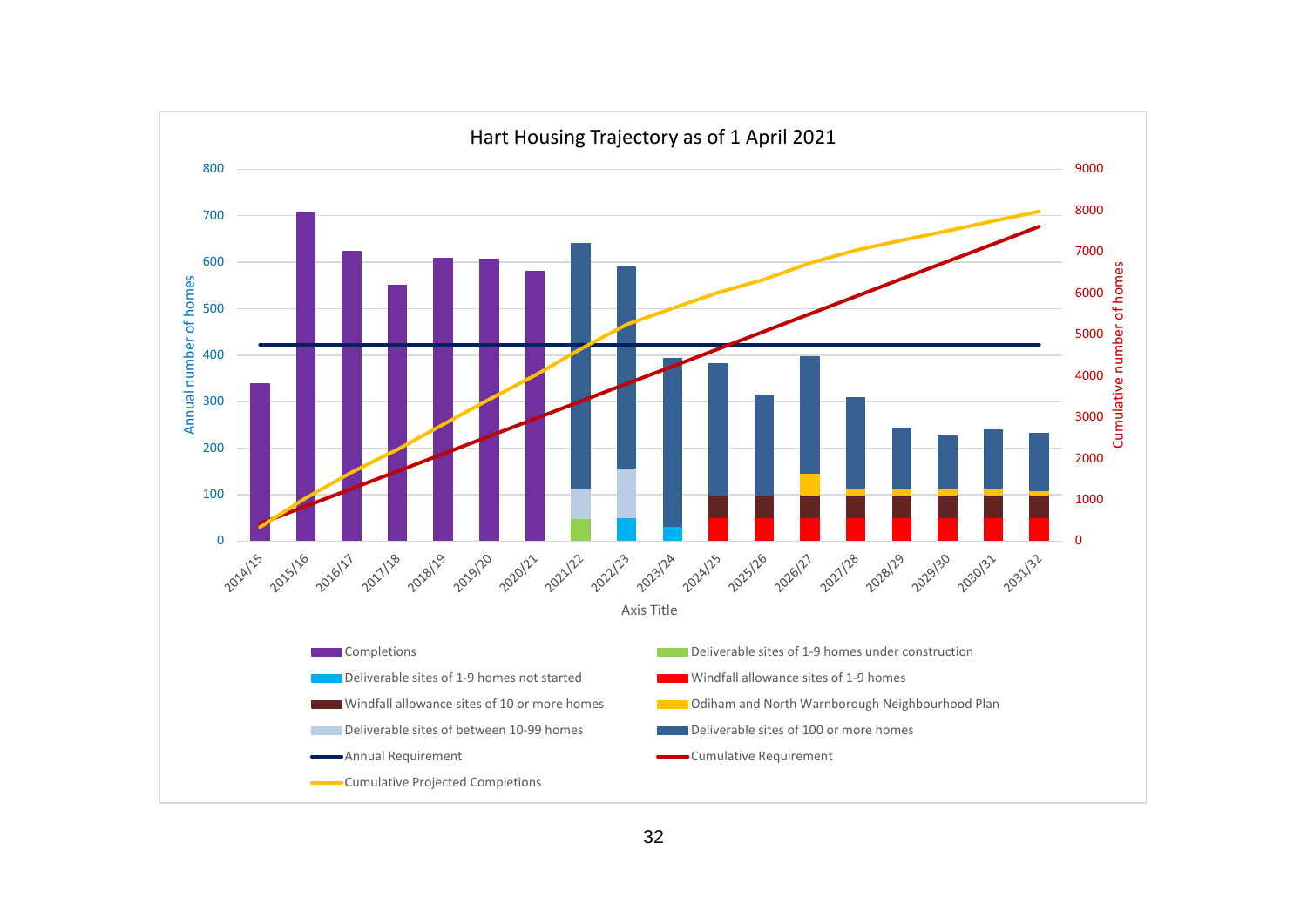Hart Housing Trajectory as of 1 April 2021

Annual number of homes

800
700
600
500
400
300
200
100
0

Cumulative number of homes

9000
8000
7000
6000
5000
4000
3000
2000
1000
0

2014/15, 2015/16, 2016/17, 2017/18, 2018/19, 2019/20, 2020/21, 2021/22, 2022/23, 2023/24, 2024/25, 2025/26, 2026/27, 2027/28, 2028/29, 2029/30, 2030/31, 2031/32

Axis Title

Completions
Deliverable sites of 1-9 homes under construction
Deliverable sites of 1-9 homes not started
Windfall allowance sites of 1-9 homes
Windfall allowance sites of 10 or more homes
Odiham and North Warnborough Neighbourhood Plan
Deliverable sites of between 10-99 homes
Deliverable sites of 100 or more homes
Annual Requirement
Cumulative Requirement
Cumulative Projected Completions